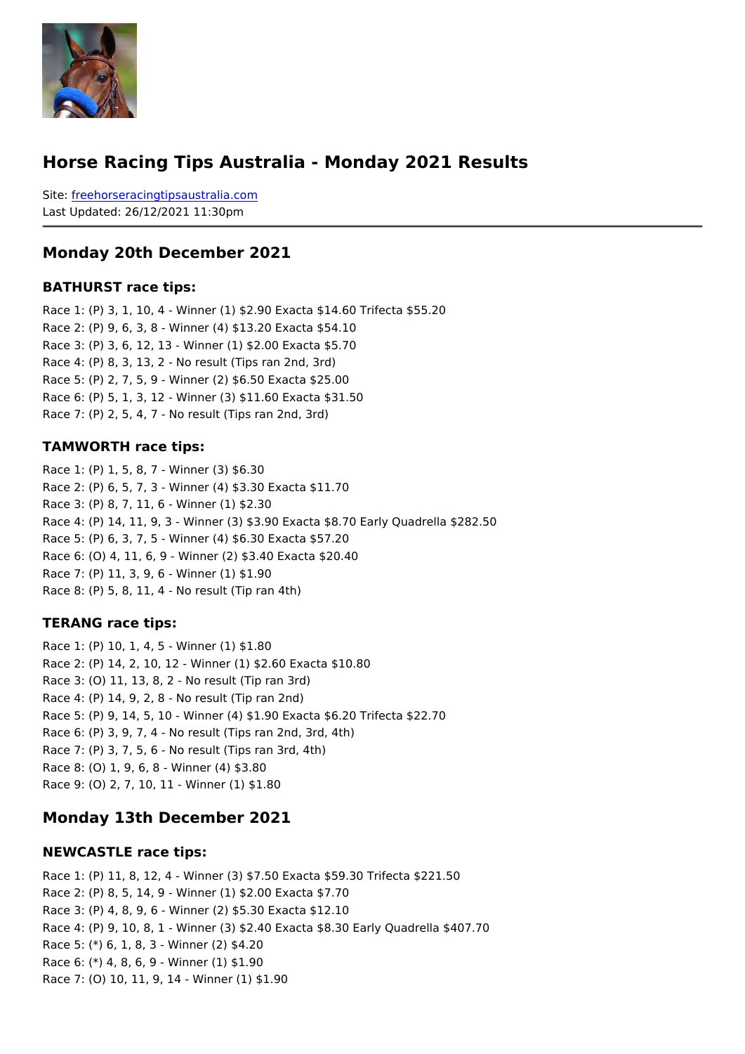# Horse Racing Tips Australia - Monday 2021 Results

Site: freehorseracingtipsaustralia.com
Last Updated: 26/12/2021 11:30pm

## Monday 20th December 2021

### BATHURST race tips:

Race 1: (P) 3, 1, 10, 4 - Winner (1) $2.90 Exacta $14.60 Trifecta $55.20
Race 2: (P) 9, 6, 3, 8 - Winner (4) $13.20 Exacta $54.10
Race 3: (P) 3, 6, 12, 13 - Winner (1) $2.00 Exacta $5.70
Race 4: (P) 8, 3, 13, 2 - No result (Tips ran 2nd, 3rd)
Race 5: (P) 2, 7, 5, 9 - Winner (2) $6.50 Exacta $25.00
Race 6: (P) 5, 1, 3, 12 - Winner (3) $11.60 Exacta $31.50
Race 7: (P) 2, 5, 4, 7 - No result (Tips ran 2nd, 3rd)

### TAMWORTH race tips:

Race 1: (P) 1, 5, 8, 7 - Winner (3) $6.30
Race 2: (P) 6, 5, 7, 3 - Winner (4) $3.30 Exacta $11.70
Race 3: (P) 8, 7, 11, 6 - Winner (1) $2.30
Race 4: (P) 14, 11, 9, 3 - Winner (3) $3.90 Exacta $8.70 Early Quadrella $282.50
Race 5: (P) 6, 3, 7, 5 - Winner (4) $6.30 Exacta $57.20
Race 6: (O) 4, 11, 6, 9 - Winner (2) $3.40 Exacta $20.40
Race 7: (P) 11, 3, 9, 6 - Winner (1) $1.90
Race 8: (P) 5, 8, 11, 4 - No result (Tip ran 4th)

### TERANG race tips:

Race 1: (P) 10, 1, 4, 5 - Winner (1) $1.80
Race 2: (P) 14, 2, 10, 12 - Winner (1) $2.60 Exacta $10.80
Race 3: (O) 11, 13, 8, 2 - No result (Tip ran 3rd)
Race 4: (P) 14, 9, 2, 8 - No result (Tip ran 2nd)
Race 5: (P) 9, 14, 5, 10 - Winner (4) $1.90 Exacta $6.20 Trifecta $22.70
Race 6: (P) 3, 9, 7, 4 - No result (Tips ran 2nd, 3rd, 4th)
Race 7: (P) 3, 7, 5, 6 - No result (Tips ran 3rd, 4th)
Race 8: (O) 1, 9, 6, 8 - Winner (4) $3.80
Race 9: (O) 2, 7, 10, 11 - Winner (1) $1.80

## Monday 13th December 2021

### NEWCASTLE race tips:

Race 1: (P) 11, 8, 12, 4 - Winner (3) $7.50 Exacta $59.30 Trifecta $221.50
Race 2: (P) 8, 5, 14, 9 - Winner (1) $2.00 Exacta $7.70
Race 3: (P) 4, 8, 9, 6 - Winner (2) $5.30 Exacta $12.10
Race 4: (P) 9, 10, 8, 1 - Winner (3) $2.40 Exacta $8.30 Early Quadrella $407.70
Race 5: (*) 6, 1, 8, 3 - Winner (2) $4.20
Race 6: (*) 4, 8, 6, 9 - Winner (1) $1.90
Race 7: (O) 10, 11, 9, 14 - Winner (1) $1.90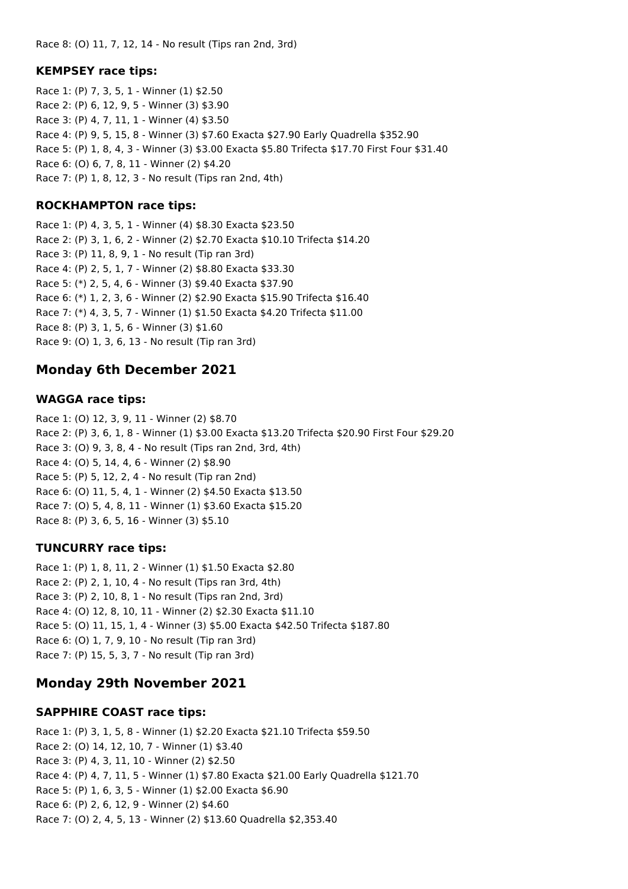Race 8: (O) 11, 7, 12, 14 - No result (Tips ran 2nd, 3rd)

### KEMPSEY race tips:

Race 1: (P) 7, 3, 5, 1 - Winner (1) $2.50
Race 2: (P) 6, 12, 9, 5 - Winner (3) $3.90
Race 3: (P) 4, 7, 11, 1 - Winner (4) $3.50
Race 4: (P) 9, 5, 15, 8 - Winner (3) $7.60 Exacta $27.90 Early Quadrella $352.90
Race 5: (P) 1, 8, 4, 3 - Winner (3) $3.00 Exacta $5.80 Trifecta $17.70 First Four $31.40
Race 6: (O) 6, 7, 8, 11 - Winner (2) $4.20
Race 7: (P) 1, 8, 12, 3 - No result (Tips ran 2nd, 4th)

### ROCKHAMPTON race tips:

Race 1: (P) 4, 3, 5, 1 - Winner (4) $8.30 Exacta $23.50
Race 2: (P) 3, 1, 6, 2 - Winner (2) $2.70 Exacta $10.10 Trifecta $14.20
Race 3: (P) 11, 8, 9, 1 - No result (Tip ran 3rd)
Race 4: (P) 2, 5, 1, 7 - Winner (2) $8.80 Exacta $33.30
Race 5: (*) 2, 5, 4, 6 - Winner (3) $9.40 Exacta $37.90
Race 6: (*) 1, 2, 3, 6 - Winner (2) $2.90 Exacta $15.90 Trifecta $16.40
Race 7: (*) 4, 3, 5, 7 - Winner (1) $1.50 Exacta $4.20 Trifecta $11.00
Race 8: (P) 3, 1, 5, 6 - Winner (3) $1.60
Race 9: (O) 1, 3, 6, 13 - No result (Tip ran 3rd)

## Monday 6th December 2021

### WAGGA race tips:

Race 1: (O) 12, 3, 9, 11 - Winner (2) $8.70
Race 2: (P) 3, 6, 1, 8 - Winner (1) $3.00 Exacta $13.20 Trifecta $20.90 First Four $29.20
Race 3: (O) 9, 3, 8, 4 - No result (Tips ran 2nd, 3rd, 4th)
Race 4: (O) 5, 14, 4, 6 - Winner (2) $8.90
Race 5: (P) 5, 12, 2, 4 - No result (Tip ran 2nd)
Race 6: (O) 11, 5, 4, 1 - Winner (2) $4.50 Exacta $13.50
Race 7: (O) 5, 4, 8, 11 - Winner (1) $3.60 Exacta $15.20
Race 8: (P) 3, 6, 5, 16 - Winner (3) $5.10

### TUNCURRY race tips:

Race 1: (P) 1, 8, 11, 2 - Winner (1) $1.50 Exacta $2.80
Race 2: (P) 2, 1, 10, 4 - No result (Tips ran 3rd, 4th)
Race 3: (P) 2, 10, 8, 1 - No result (Tips ran 2nd, 3rd)
Race 4: (O) 12, 8, 10, 11 - Winner (2) $2.30 Exacta $11.10
Race 5: (O) 11, 15, 1, 4 - Winner (3) $5.00 Exacta $42.50 Trifecta $187.80
Race 6: (O) 1, 7, 9, 10 - No result (Tip ran 3rd)
Race 7: (P) 15, 5, 3, 7 - No result (Tip ran 3rd)

## Monday 29th November 2021

### SAPPHIRE COAST race tips:

Race 1: (P) 3, 1, 5, 8 - Winner (1) $2.20 Exacta $21.10 Trifecta $59.50
Race 2: (O) 14, 12, 10, 7 - Winner (1) $3.40
Race 3: (P) 4, 3, 11, 10 - Winner (2) $2.50
Race 4: (P) 4, 7, 11, 5 - Winner (1) $7.80 Exacta $21.00 Early Quadrella $121.70
Race 5: (P) 1, 6, 3, 5 - Winner (1) $2.00 Exacta $6.90
Race 6: (P) 2, 6, 12, 9 - Winner (2) $4.60
Race 7: (O) 2, 4, 5, 13 - Winner (2) $13.60 Quadrella $2,353.40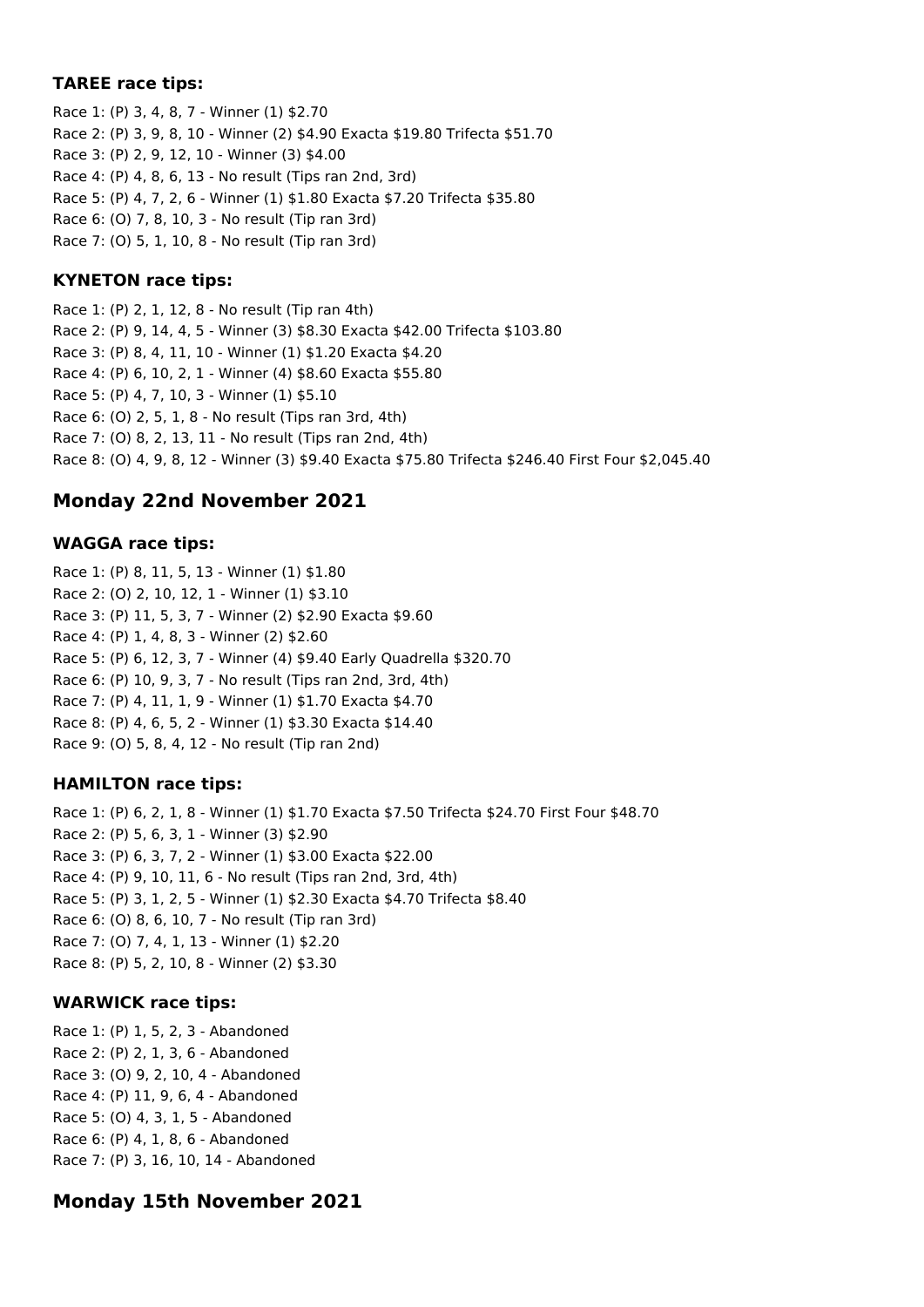### TAREE race tips:

Race 1: (P) 3, 4, 8, 7 - Winner (1) $2.70
Race 2: (P) 3, 9, 8, 10 - Winner (2) $4.90 Exacta $19.80 Trifecta $51.70
Race 3: (P) 2, 9, 12, 10 - Winner (3) $4.00
Race 4: (P) 4, 8, 6, 13 - No result (Tips ran 2nd, 3rd)
Race 5: (P) 4, 7, 2, 6 - Winner (1) $1.80 Exacta $7.20 Trifecta $35.80
Race 6: (O) 7, 8, 10, 3 - No result (Tip ran 3rd)
Race 7: (O) 5, 1, 10, 8 - No result (Tip ran 3rd)

### KYNETON race tips:

Race 1: (P) 2, 1, 12, 8 - No result (Tip ran 4th)
Race 2: (P) 9, 14, 4, 5 - Winner (3) $8.30 Exacta $42.00 Trifecta $103.80
Race 3: (P) 8, 4, 11, 10 - Winner (1) $1.20 Exacta $4.20
Race 4: (P) 6, 10, 2, 1 - Winner (4) $8.60 Exacta $55.80
Race 5: (P) 4, 7, 10, 3 - Winner (1) $5.10
Race 6: (O) 2, 5, 1, 8 - No result (Tips ran 3rd, 4th)
Race 7: (O) 8, 2, 13, 11 - No result (Tips ran 2nd, 4th)
Race 8: (O) 4, 9, 8, 12 - Winner (3) $9.40 Exacta $75.80 Trifecta $246.40 First Four $2,045.40

## Monday 22nd November 2021

### WAGGA race tips:

Race 1: (P) 8, 11, 5, 13 - Winner (1) $1.80
Race 2: (O) 2, 10, 12, 1 - Winner (1) $3.10
Race 3: (P) 11, 5, 3, 7 - Winner (2) $2.90 Exacta $9.60
Race 4: (P) 1, 4, 8, 3 - Winner (2) $2.60
Race 5: (P) 6, 12, 3, 7 - Winner (4) $9.40 Early Quadrella $320.70
Race 6: (P) 10, 9, 3, 7 - No result (Tips ran 2nd, 3rd, 4th)
Race 7: (P) 4, 11, 1, 9 - Winner (1) $1.70 Exacta $4.70
Race 8: (P) 4, 6, 5, 2 - Winner (1) $3.30 Exacta $14.40
Race 9: (O) 5, 8, 4, 12 - No result (Tip ran 2nd)

### HAMILTON race tips:

Race 1: (P) 6, 2, 1, 8 - Winner (1) $1.70 Exacta $7.50 Trifecta $24.70 First Four $48.70
Race 2: (P) 5, 6, 3, 1 - Winner (3) $2.90
Race 3: (P) 6, 3, 7, 2 - Winner (1) $3.00 Exacta $22.00
Race 4: (P) 9, 10, 11, 6 - No result (Tips ran 2nd, 3rd, 4th)
Race 5: (P) 3, 1, 2, 5 - Winner (1) $2.30 Exacta $4.70 Trifecta $8.40
Race 6: (O) 8, 6, 10, 7 - No result (Tip ran 3rd)
Race 7: (O) 7, 4, 1, 13 - Winner (1) $2.20
Race 8: (P) 5, 2, 10, 8 - Winner (2) $3.30

### WARWICK race tips:

Race 1: (P) 1, 5, 2, 3 - Abandoned
Race 2: (P) 2, 1, 3, 6 - Abandoned
Race 3: (O) 9, 2, 10, 4 - Abandoned
Race 4: (P) 11, 9, 6, 4 - Abandoned
Race 5: (O) 4, 3, 1, 5 - Abandoned
Race 6: (P) 4, 1, 8, 6 - Abandoned
Race 7: (P) 3, 16, 10, 14 - Abandoned

## Monday 15th November 2021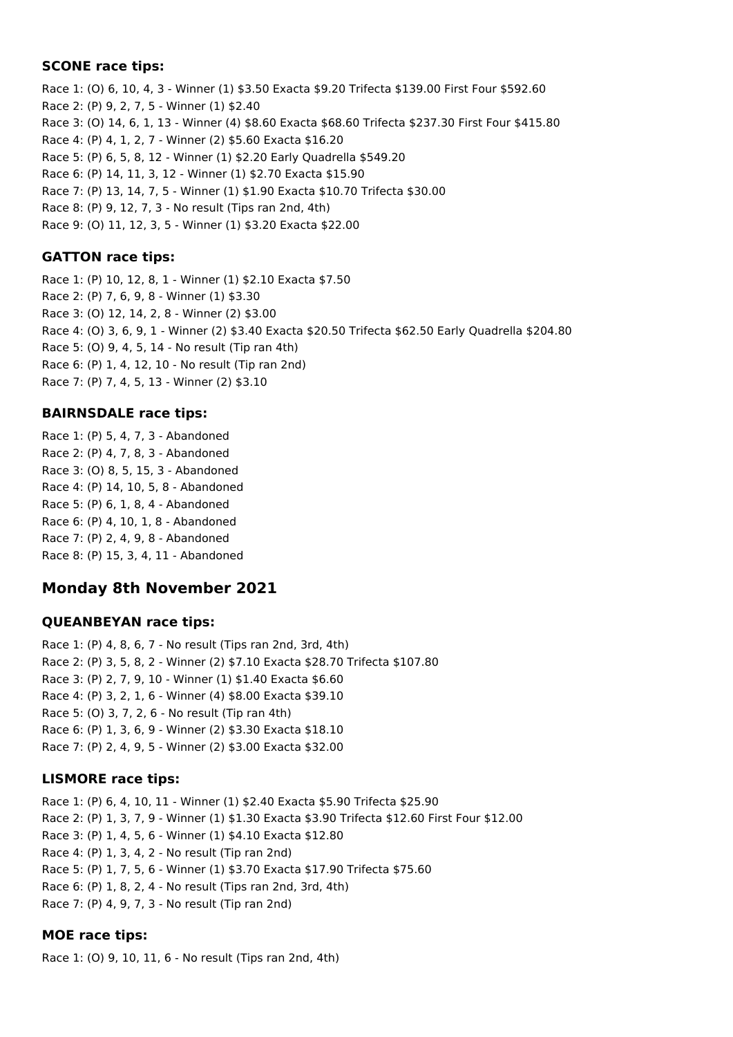### SCONE race tips:

Race 1: (O) 6, 10, 4, 3 - Winner (1) $3.50 Exacta $9.20 Trifecta $139.00 First Four $592.60
Race 2: (P) 9, 2, 7, 5 - Winner (1) $2.40
Race 3: (O) 14, 6, 1, 13 - Winner (4) $8.60 Exacta $68.60 Trifecta $237.30 First Four $415.80
Race 4: (P) 4, 1, 2, 7 - Winner (2) $5.60 Exacta $16.20
Race 5: (P) 6, 5, 8, 12 - Winner (1) $2.20 Early Quadrella $549.20
Race 6: (P) 14, 11, 3, 12 - Winner (1) $2.70 Exacta $15.90
Race 7: (P) 13, 14, 7, 5 - Winner (1) $1.90 Exacta $10.70 Trifecta $30.00
Race 8: (P) 9, 12, 7, 3 - No result (Tips ran 2nd, 4th)
Race 9: (O) 11, 12, 3, 5 - Winner (1) $3.20 Exacta $22.00

### GATTON race tips:

Race 1: (P) 10, 12, 8, 1 - Winner (1) $2.10 Exacta $7.50
Race 2: (P) 7, 6, 9, 8 - Winner (1) $3.30
Race 3: (O) 12, 14, 2, 8 - Winner (2) $3.00
Race 4: (O) 3, 6, 9, 1 - Winner (2) $3.40 Exacta $20.50 Trifecta $62.50 Early Quadrella $204.80
Race 5: (O) 9, 4, 5, 14 - No result (Tip ran 4th)
Race 6: (P) 1, 4, 12, 10 - No result (Tip ran 2nd)
Race 7: (P) 7, 4, 5, 13 - Winner (2) $3.10

### BAIRNSDALE race tips:

Race 1: (P) 5, 4, 7, 3 - Abandoned
Race 2: (P) 4, 7, 8, 3 - Abandoned
Race 3: (O) 8, 5, 15, 3 - Abandoned
Race 4: (P) 14, 10, 5, 8 - Abandoned
Race 5: (P) 6, 1, 8, 4 - Abandoned
Race 6: (P) 4, 10, 1, 8 - Abandoned
Race 7: (P) 2, 4, 9, 8 - Abandoned
Race 8: (P) 15, 3, 4, 11 - Abandoned

## Monday 8th November 2021

### QUEANBEYAN race tips:

Race 1: (P) 4, 8, 6, 7 - No result (Tips ran 2nd, 3rd, 4th)
Race 2: (P) 3, 5, 8, 2 - Winner (2) $7.10 Exacta $28.70 Trifecta $107.80
Race 3: (P) 2, 7, 9, 10 - Winner (1) $1.40 Exacta $6.60
Race 4: (P) 3, 2, 1, 6 - Winner (4) $8.00 Exacta $39.10
Race 5: (O) 3, 7, 2, 6 - No result (Tip ran 4th)
Race 6: (P) 1, 3, 6, 9 - Winner (2) $3.30 Exacta $18.10
Race 7: (P) 2, 4, 9, 5 - Winner (2) $3.00 Exacta $32.00

### LISMORE race tips:

Race 1: (P) 6, 4, 10, 11 - Winner (1) $2.40 Exacta $5.90 Trifecta $25.90
Race 2: (P) 1, 3, 7, 9 - Winner (1) $1.30 Exacta $3.90 Trifecta $12.60 First Four $12.00
Race 3: (P) 1, 4, 5, 6 - Winner (1) $4.10 Exacta $12.80
Race 4: (P) 1, 3, 4, 2 - No result (Tip ran 2nd)
Race 5: (P) 1, 7, 5, 6 - Winner (1) $3.70 Exacta $17.90 Trifecta $75.60
Race 6: (P) 1, 8, 2, 4 - No result (Tips ran 2nd, 3rd, 4th)
Race 7: (P) 4, 9, 7, 3 - No result (Tip ran 2nd)

### MOE race tips:

Race 1: (O) 9, 10, 11, 6 - No result (Tips ran 2nd, 4th)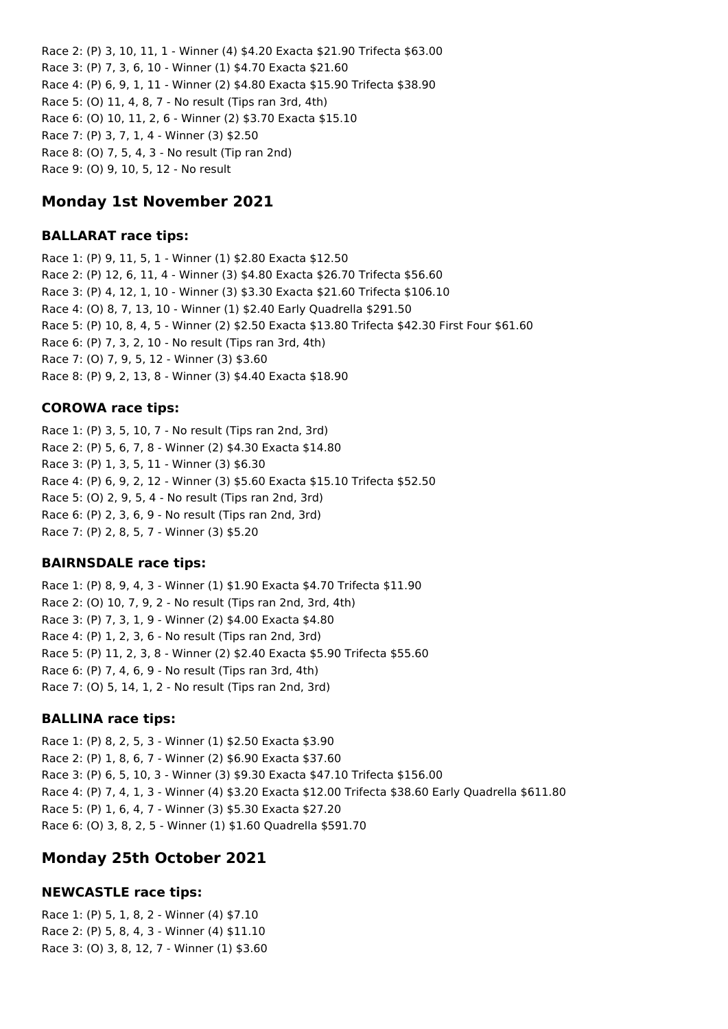Race 2: (P) 3, 10, 11, 1 - Winner (4) $4.20 Exacta $21.90 Trifecta $63.00
Race 3: (P) 7, 3, 6, 10 - Winner (1) $4.70 Exacta $21.60
Race 4: (P) 6, 9, 1, 11 - Winner (2) $4.80 Exacta $15.90 Trifecta $38.90
Race 5: (O) 11, 4, 8, 7 - No result (Tips ran 3rd, 4th)
Race 6: (O) 10, 11, 2, 6 - Winner (2) $3.70 Exacta $15.10
Race 7: (P) 3, 7, 1, 4 - Winner (3) $2.50
Race 8: (O) 7, 5, 4, 3 - No result (Tip ran 2nd)
Race 9: (O) 9, 10, 5, 12 - No result

## Monday 1st November 2021

### BALLARAT race tips:

Race 1: (P) 9, 11, 5, 1 - Winner (1) $2.80 Exacta $12.50
Race 2: (P) 12, 6, 11, 4 - Winner (3) $4.80 Exacta $26.70 Trifecta $56.60
Race 3: (P) 4, 12, 1, 10 - Winner (3) $3.30 Exacta $21.60 Trifecta $106.10
Race 4: (O) 8, 7, 13, 10 - Winner (1) $2.40 Early Quadrella $291.50
Race 5: (P) 10, 8, 4, 5 - Winner (2) $2.50 Exacta $13.80 Trifecta $42.30 First Four $61.60
Race 6: (P) 7, 3, 2, 10 - No result (Tips ran 3rd, 4th)
Race 7: (O) 7, 9, 5, 12 - Winner (3) $3.60
Race 8: (P) 9, 2, 13, 8 - Winner (3) $4.40 Exacta $18.90

### COROWA race tips:

Race 1: (P) 3, 5, 10, 7 - No result (Tips ran 2nd, 3rd)
Race 2: (P) 5, 6, 7, 8 - Winner (2) $4.30 Exacta $14.80
Race 3: (P) 1, 3, 5, 11 - Winner (3) $6.30
Race 4: (P) 6, 9, 2, 12 - Winner (3) $5.60 Exacta $15.10 Trifecta $52.50
Race 5: (O) 2, 9, 5, 4 - No result (Tips ran 2nd, 3rd)
Race 6: (P) 2, 3, 6, 9 - No result (Tips ran 2nd, 3rd)
Race 7: (P) 2, 8, 5, 7 - Winner (3) $5.20

### BAIRNSDALE race tips:

Race 1: (P) 8, 9, 4, 3 - Winner (1) $1.90 Exacta $4.70 Trifecta $11.90
Race 2: (O) 10, 7, 9, 2 - No result (Tips ran 2nd, 3rd, 4th)
Race 3: (P) 7, 3, 1, 9 - Winner (2) $4.00 Exacta $4.80
Race 4: (P) 1, 2, 3, 6 - No result (Tips ran 2nd, 3rd)
Race 5: (P) 11, 2, 3, 8 - Winner (2) $2.40 Exacta $5.90 Trifecta $55.60
Race 6: (P) 7, 4, 6, 9 - No result (Tips ran 3rd, 4th)
Race 7: (O) 5, 14, 1, 2 - No result (Tips ran 2nd, 3rd)

### BALLINA race tips:

Race 1: (P) 8, 2, 5, 3 - Winner (1) $2.50 Exacta $3.90
Race 2: (P) 1, 8, 6, 7 - Winner (2) $6.90 Exacta $37.60
Race 3: (P) 6, 5, 10, 3 - Winner (3) $9.30 Exacta $47.10 Trifecta $156.00
Race 4: (P) 7, 4, 1, 3 - Winner (4) $3.20 Exacta $12.00 Trifecta $38.60 Early Quadrella $611.80
Race 5: (P) 1, 6, 4, 7 - Winner (3) $5.30 Exacta $27.20
Race 6: (O) 3, 8, 2, 5 - Winner (1) $1.60 Quadrella $591.70

## Monday 25th October 2021

### NEWCASTLE race tips:

Race 1: (P) 5, 1, 8, 2 - Winner (4) $7.10
Race 2: (P) 5, 8, 4, 3 - Winner (4) $11.10
Race 3: (O) 3, 8, 12, 7 - Winner (1) $3.60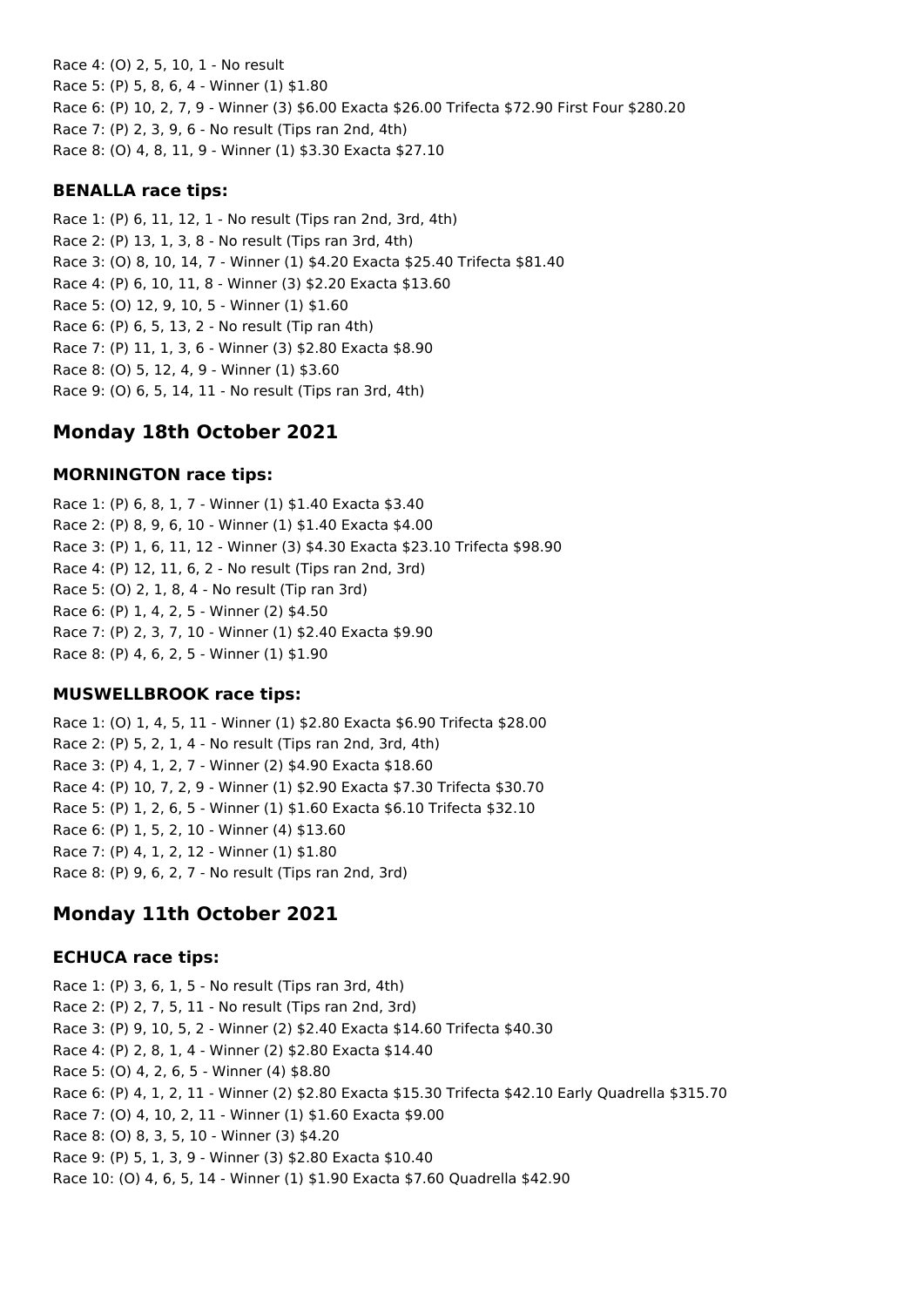Race 4: (O) 2, 5, 10, 1 - No result
Race 5: (P) 5, 8, 6, 4 - Winner (1) $1.80
Race 6: (P) 10, 2, 7, 9 - Winner (3) $6.00 Exacta $26.00 Trifecta $72.90 First Four $280.20
Race 7: (P) 2, 3, 9, 6 - No result (Tips ran 2nd, 4th)
Race 8: (O) 4, 8, 11, 9 - Winner (1) $3.30 Exacta $27.10

### BENALLA race tips:

Race 1: (P) 6, 11, 12, 1 - No result (Tips ran 2nd, 3rd, 4th)
Race 2: (P) 13, 1, 3, 8 - No result (Tips ran 3rd, 4th)
Race 3: (O) 8, 10, 14, 7 - Winner (1) $4.20 Exacta $25.40 Trifecta $81.40
Race 4: (P) 6, 10, 11, 8 - Winner (3) $2.20 Exacta $13.60
Race 5: (O) 12, 9, 10, 5 - Winner (1) $1.60
Race 6: (P) 6, 5, 13, 2 - No result (Tip ran 4th)
Race 7: (P) 11, 1, 3, 6 - Winner (3) $2.80 Exacta $8.90
Race 8: (O) 5, 12, 4, 9 - Winner (1) $3.60
Race 9: (O) 6, 5, 14, 11 - No result (Tips ran 3rd, 4th)

## Monday 18th October 2021

### MORNINGTON race tips:

Race 1: (P) 6, 8, 1, 7 - Winner (1) $1.40 Exacta $3.40
Race 2: (P) 8, 9, 6, 10 - Winner (1) $1.40 Exacta $4.00
Race 3: (P) 1, 6, 11, 12 - Winner (3) $4.30 Exacta $23.10 Trifecta $98.90
Race 4: (P) 12, 11, 6, 2 - No result (Tips ran 2nd, 3rd)
Race 5: (O) 2, 1, 8, 4 - No result (Tip ran 3rd)
Race 6: (P) 1, 4, 2, 5 - Winner (2) $4.50
Race 7: (P) 2, 3, 7, 10 - Winner (1) $2.40 Exacta $9.90
Race 8: (P) 4, 6, 2, 5 - Winner (1) $1.90

### MUSWELLBROOK race tips:

Race 1: (O) 1, 4, 5, 11 - Winner (1) $2.80 Exacta $6.90 Trifecta $28.00
Race 2: (P) 5, 2, 1, 4 - No result (Tips ran 2nd, 3rd, 4th)
Race 3: (P) 4, 1, 2, 7 - Winner (2) $4.90 Exacta $18.60
Race 4: (P) 10, 7, 2, 9 - Winner (1) $2.90 Exacta $7.30 Trifecta $30.70
Race 5: (P) 1, 2, 6, 5 - Winner (1) $1.60 Exacta $6.10 Trifecta $32.10
Race 6: (P) 1, 5, 2, 10 - Winner (4) $13.60
Race 7: (P) 4, 1, 2, 12 - Winner (1) $1.80
Race 8: (P) 9, 6, 2, 7 - No result (Tips ran 2nd, 3rd)

## Monday 11th October 2021

### ECHUCA race tips:

Race 1: (P) 3, 6, 1, 5 - No result (Tips ran 3rd, 4th)
Race 2: (P) 2, 7, 5, 11 - No result (Tips ran 2nd, 3rd)
Race 3: (P) 9, 10, 5, 2 - Winner (2) $2.40 Exacta $14.60 Trifecta $40.30
Race 4: (P) 2, 8, 1, 4 - Winner (2) $2.80 Exacta $14.40
Race 5: (O) 4, 2, 6, 5 - Winner (4) $8.80
Race 6: (P) 4, 1, 2, 11 - Winner (2) $2.80 Exacta $15.30 Trifecta $42.10 Early Quadrella $315.70
Race 7: (O) 4, 10, 2, 11 - Winner (1) $1.60 Exacta $9.00
Race 8: (O) 8, 3, 5, 10 - Winner (3) $4.20
Race 9: (P) 5, 1, 3, 9 - Winner (3) $2.80 Exacta $10.40
Race 10: (O) 4, 6, 5, 14 - Winner (1) $1.90 Exacta $7.60 Quadrella $42.90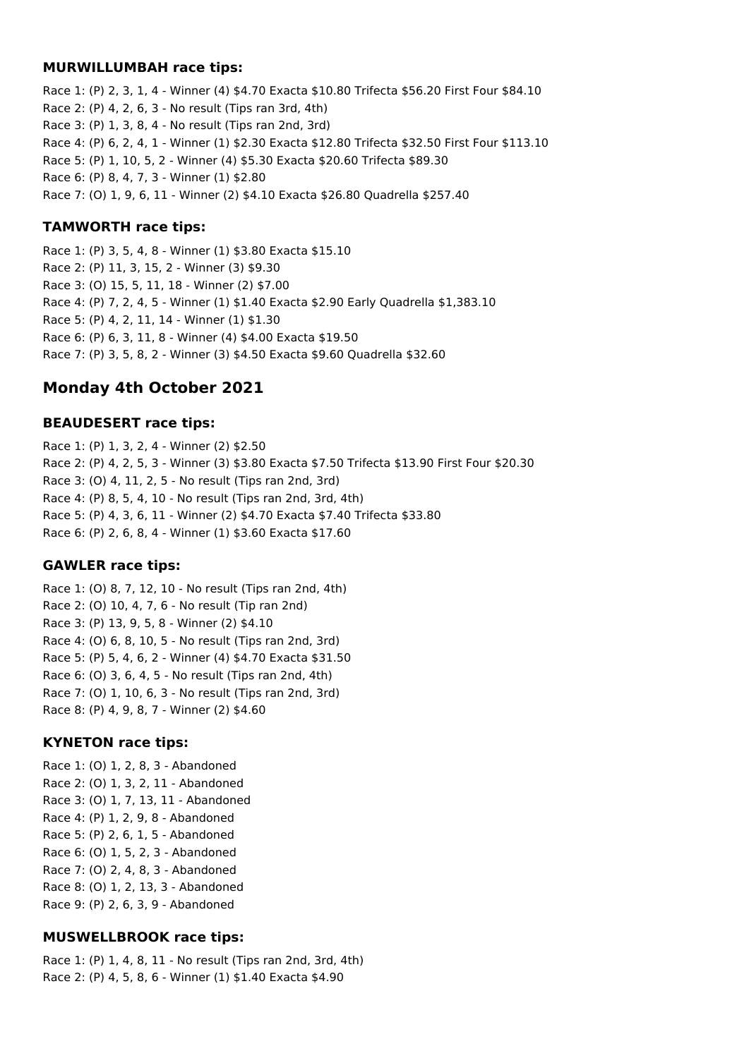### MURWILLUMBAH race tips:

Race 1: (P) 2, 3, 1, 4 - Winner (4) $4.70 Exacta $10.80 Trifecta $56.20 First Four $84.10
Race 2: (P) 4, 2, 6, 3 - No result (Tips ran 3rd, 4th)
Race 3: (P) 1, 3, 8, 4 - No result (Tips ran 2nd, 3rd)
Race 4: (P) 6, 2, 4, 1 - Winner (1) $2.30 Exacta $12.80 Trifecta $32.50 First Four $113.10
Race 5: (P) 1, 10, 5, 2 - Winner (4) $5.30 Exacta $20.60 Trifecta $89.30
Race 6: (P) 8, 4, 7, 3 - Winner (1) $2.80
Race 7: (O) 1, 9, 6, 11 - Winner (2) $4.10 Exacta $26.80 Quadrella $257.40

### TAMWORTH race tips:

Race 1: (P) 3, 5, 4, 8 - Winner (1) $3.80 Exacta $15.10
Race 2: (P) 11, 3, 15, 2 - Winner (3) $9.30
Race 3: (O) 15, 5, 11, 18 - Winner (2) $7.00
Race 4: (P) 7, 2, 4, 5 - Winner (1) $1.40 Exacta $2.90 Early Quadrella $1,383.10
Race 5: (P) 4, 2, 11, 14 - Winner (1) $1.30
Race 6: (P) 6, 3, 11, 8 - Winner (4) $4.00 Exacta $19.50
Race 7: (P) 3, 5, 8, 2 - Winner (3) $4.50 Exacta $9.60 Quadrella $32.60

## Monday 4th October 2021

### BEAUDESERT race tips:

Race 1: (P) 1, 3, 2, 4 - Winner (2) $2.50
Race 2: (P) 4, 2, 5, 3 - Winner (3) $3.80 Exacta $7.50 Trifecta $13.90 First Four $20.30
Race 3: (O) 4, 11, 2, 5 - No result (Tips ran 2nd, 3rd)
Race 4: (P) 8, 5, 4, 10 - No result (Tips ran 2nd, 3rd, 4th)
Race 5: (P) 4, 3, 6, 11 - Winner (2) $4.70 Exacta $7.40 Trifecta $33.80
Race 6: (P) 2, 6, 8, 4 - Winner (1) $3.60 Exacta $17.60

### GAWLER race tips:

Race 1: (O) 8, 7, 12, 10 - No result (Tips ran 2nd, 4th)
Race 2: (O) 10, 4, 7, 6 - No result (Tip ran 2nd)
Race 3: (P) 13, 9, 5, 8 - Winner (2) $4.10
Race 4: (O) 6, 8, 10, 5 - No result (Tips ran 2nd, 3rd)
Race 5: (P) 5, 4, 6, 2 - Winner (4) $4.70 Exacta $31.50
Race 6: (O) 3, 6, 4, 5 - No result (Tips ran 2nd, 4th)
Race 7: (O) 1, 10, 6, 3 - No result (Tips ran 2nd, 3rd)
Race 8: (P) 4, 9, 8, 7 - Winner (2) $4.60

### KYNETON race tips:

Race 1: (O) 1, 2, 8, 3 - Abandoned
Race 2: (O) 1, 3, 2, 11 - Abandoned
Race 3: (O) 1, 7, 13, 11 - Abandoned
Race 4: (P) 1, 2, 9, 8 - Abandoned
Race 5: (P) 2, 6, 1, 5 - Abandoned
Race 6: (O) 1, 5, 2, 3 - Abandoned
Race 7: (O) 2, 4, 8, 3 - Abandoned
Race 8: (O) 1, 2, 13, 3 - Abandoned
Race 9: (P) 2, 6, 3, 9 - Abandoned

### MUSWELLBROOK race tips:

Race 1: (P) 1, 4, 8, 11 - No result (Tips ran 2nd, 3rd, 4th)
Race 2: (P) 4, 5, 8, 6 - Winner (1) $1.40 Exacta $4.90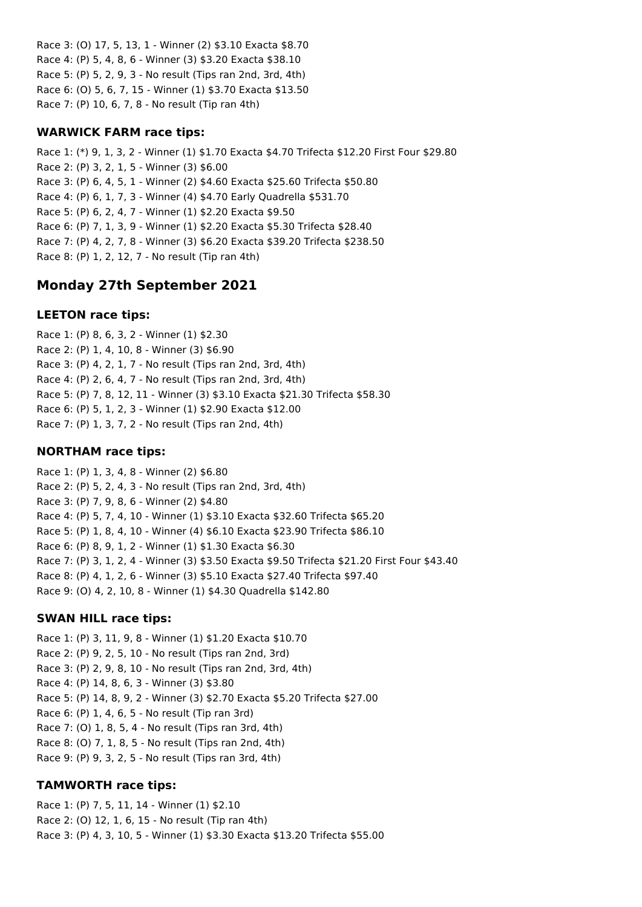Race 3: (O) 17, 5, 13, 1 - Winner (2) $3.10 Exacta $8.70
Race 4: (P) 5, 4, 8, 6 - Winner (3) $3.20 Exacta $38.10
Race 5: (P) 5, 2, 9, 3 - No result (Tips ran 2nd, 3rd, 4th)
Race 6: (O) 5, 6, 7, 15 - Winner (1) $3.70 Exacta $13.50
Race 7: (P) 10, 6, 7, 8 - No result (Tip ran 4th)

### WARWICK FARM race tips:

Race 1: (*) 9, 1, 3, 2 - Winner (1) $1.70 Exacta $4.70 Trifecta $12.20 First Four $29.80
Race 2: (P) 3, 2, 1, 5 - Winner (3) $6.00
Race 3: (P) 6, 4, 5, 1 - Winner (2) $4.60 Exacta $25.60 Trifecta $50.80
Race 4: (P) 6, 1, 7, 3 - Winner (4) $4.70 Early Quadrella $531.70
Race 5: (P) 6, 2, 4, 7 - Winner (1) $2.20 Exacta $9.50
Race 6: (P) 7, 1, 3, 9 - Winner (1) $2.20 Exacta $5.30 Trifecta $28.40
Race 7: (P) 4, 2, 7, 8 - Winner (3) $6.20 Exacta $39.20 Trifecta $238.50
Race 8: (P) 1, 2, 12, 7 - No result (Tip ran 4th)

## Monday 27th September 2021

### LEETON race tips:

Race 1: (P) 8, 6, 3, 2 - Winner (1) $2.30
Race 2: (P) 1, 4, 10, 8 - Winner (3) $6.90
Race 3: (P) 4, 2, 1, 7 - No result (Tips ran 2nd, 3rd, 4th)
Race 4: (P) 2, 6, 4, 7 - No result (Tips ran 2nd, 3rd, 4th)
Race 5: (P) 7, 8, 12, 11 - Winner (3) $3.10 Exacta $21.30 Trifecta $58.30
Race 6: (P) 5, 1, 2, 3 - Winner (1) $2.90 Exacta $12.00
Race 7: (P) 1, 3, 7, 2 - No result (Tips ran 2nd, 4th)

### NORTHAM race tips:

Race 1: (P) 1, 3, 4, 8 - Winner (2) $6.80
Race 2: (P) 5, 2, 4, 3 - No result (Tips ran 2nd, 3rd, 4th)
Race 3: (P) 7, 9, 8, 6 - Winner (2) $4.80
Race 4: (P) 5, 7, 4, 10 - Winner (1) $3.10 Exacta $32.60 Trifecta $65.20
Race 5: (P) 1, 8, 4, 10 - Winner (4) $6.10 Exacta $23.90 Trifecta $86.10
Race 6: (P) 8, 9, 1, 2 - Winner (1) $1.30 Exacta $6.30
Race 7: (P) 3, 1, 2, 4 - Winner (3) $3.50 Exacta $9.50 Trifecta $21.20 First Four $43.40
Race 8: (P) 4, 1, 2, 6 - Winner (3) $5.10 Exacta $27.40 Trifecta $97.40
Race 9: (O) 4, 2, 10, 8 - Winner (1) $4.30 Quadrella $142.80

### SWAN HILL race tips:

Race 1: (P) 3, 11, 9, 8 - Winner (1) $1.20 Exacta $10.70
Race 2: (P) 9, 2, 5, 10 - No result (Tips ran 2nd, 3rd)
Race 3: (P) 2, 9, 8, 10 - No result (Tips ran 2nd, 3rd, 4th)
Race 4: (P) 14, 8, 6, 3 - Winner (3) $3.80
Race 5: (P) 14, 8, 9, 2 - Winner (3) $2.70 Exacta $5.20 Trifecta $27.00
Race 6: (P) 1, 4, 6, 5 - No result (Tip ran 3rd)
Race 7: (O) 1, 8, 5, 4 - No result (Tips ran 3rd, 4th)
Race 8: (O) 7, 1, 8, 5 - No result (Tips ran 2nd, 4th)
Race 9: (P) 9, 3, 2, 5 - No result (Tips ran 3rd, 4th)

### TAMWORTH race tips:

Race 1: (P) 7, 5, 11, 14 - Winner (1) $2.10
Race 2: (O) 12, 1, 6, 15 - No result (Tip ran 4th)
Race 3: (P) 4, 3, 10, 5 - Winner (1) $3.30 Exacta $13.20 Trifecta $55.00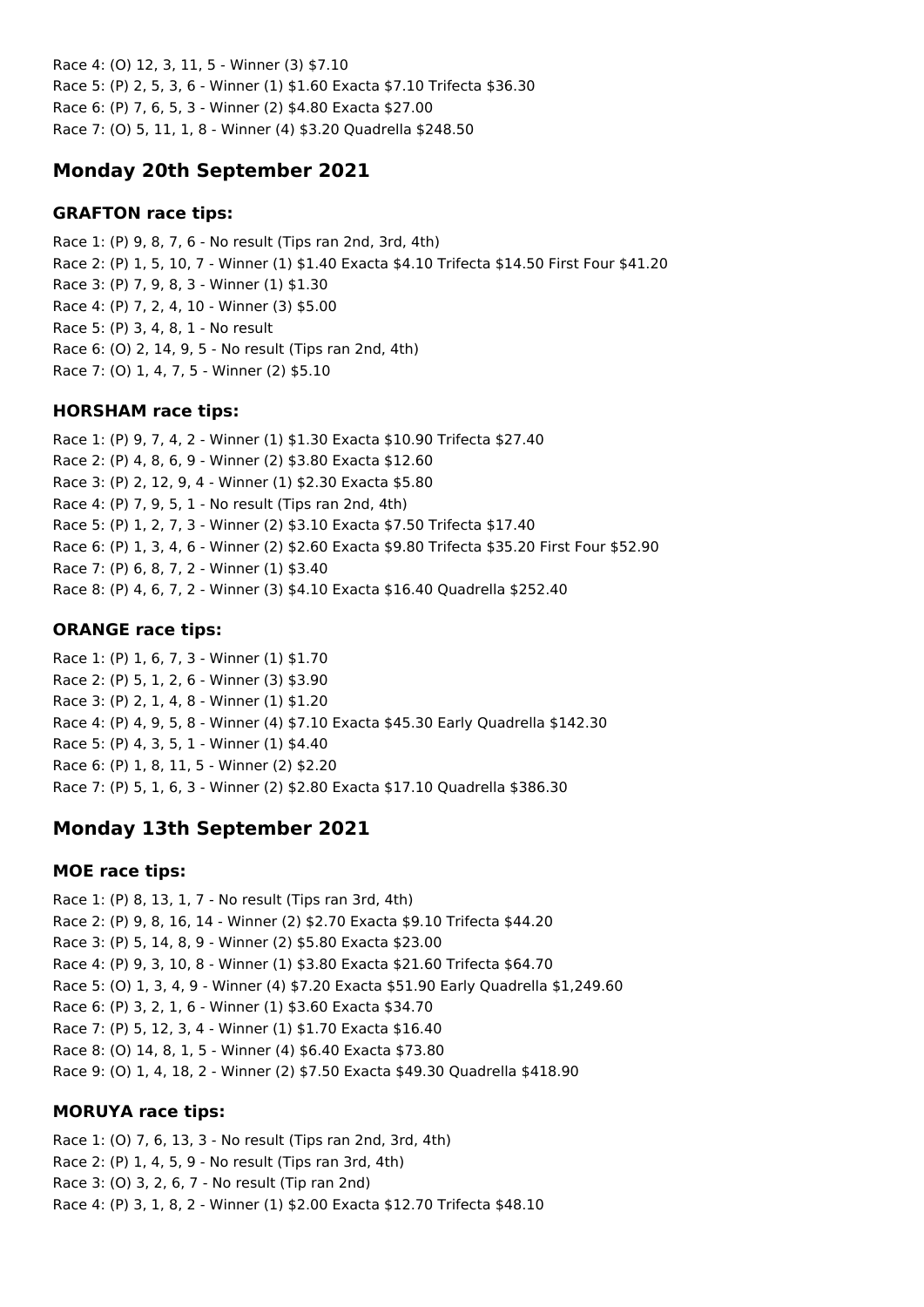Race 4: (O) 12, 3, 11, 5 - Winner (3) $7.10
Race 5: (P) 2, 5, 3, 6 - Winner (1) $1.60 Exacta $7.10 Trifecta $36.30
Race 6: (P) 7, 6, 5, 3 - Winner (2) $4.80 Exacta $27.00
Race 7: (O) 5, 11, 1, 8 - Winner (4) $3.20 Quadrella $248.50

## Monday 20th September 2021

### GRAFTON race tips:

Race 1: (P) 9, 8, 7, 6 - No result (Tips ran 2nd, 3rd, 4th)
Race 2: (P) 1, 5, 10, 7 - Winner (1) $1.40 Exacta $4.10 Trifecta $14.50 First Four $41.20
Race 3: (P) 7, 9, 8, 3 - Winner (1) $1.30
Race 4: (P) 7, 2, 4, 10 - Winner (3) $5.00
Race 5: (P) 3, 4, 8, 1 - No result
Race 6: (O) 2, 14, 9, 5 - No result (Tips ran 2nd, 4th)
Race 7: (O) 1, 4, 7, 5 - Winner (2) $5.10

### HORSHAM race tips:

Race 1: (P) 9, 7, 4, 2 - Winner (1) $1.30 Exacta $10.90 Trifecta $27.40
Race 2: (P) 4, 8, 6, 9 - Winner (2) $3.80 Exacta $12.60
Race 3: (P) 2, 12, 9, 4 - Winner (1) $2.30 Exacta $5.80
Race 4: (P) 7, 9, 5, 1 - No result (Tips ran 2nd, 4th)
Race 5: (P) 1, 2, 7, 3 - Winner (2) $3.10 Exacta $7.50 Trifecta $17.40
Race 6: (P) 1, 3, 4, 6 - Winner (2) $2.60 Exacta $9.80 Trifecta $35.20 First Four $52.90
Race 7: (P) 6, 8, 7, 2 - Winner (1) $3.40
Race 8: (P) 4, 6, 7, 2 - Winner (3) $4.10 Exacta $16.40 Quadrella $252.40

### ORANGE race tips:

Race 1: (P) 1, 6, 7, 3 - Winner (1) $1.70
Race 2: (P) 5, 1, 2, 6 - Winner (3) $3.90
Race 3: (P) 2, 1, 4, 8 - Winner (1) $1.20
Race 4: (P) 4, 9, 5, 8 - Winner (4) $7.10 Exacta $45.30 Early Quadrella $142.30
Race 5: (P) 4, 3, 5, 1 - Winner (1) $4.40
Race 6: (P) 1, 8, 11, 5 - Winner (2) $2.20
Race 7: (P) 5, 1, 6, 3 - Winner (2) $2.80 Exacta $17.10 Quadrella $386.30

## Monday 13th September 2021

### MOE race tips:

Race 1: (P) 8, 13, 1, 7 - No result (Tips ran 3rd, 4th)
Race 2: (P) 9, 8, 16, 14 - Winner (2) $2.70 Exacta $9.10 Trifecta $44.20
Race 3: (P) 5, 14, 8, 9 - Winner (2) $5.80 Exacta $23.00
Race 4: (P) 9, 3, 10, 8 - Winner (1) $3.80 Exacta $21.60 Trifecta $64.70
Race 5: (O) 1, 3, 4, 9 - Winner (4) $7.20 Exacta $51.90 Early Quadrella $1,249.60
Race 6: (P) 3, 2, 1, 6 - Winner (1) $3.60 Exacta $34.70
Race 7: (P) 5, 12, 3, 4 - Winner (1) $1.70 Exacta $16.40
Race 8: (O) 14, 8, 1, 5 - Winner (4) $6.40 Exacta $73.80
Race 9: (O) 1, 4, 18, 2 - Winner (2) $7.50 Exacta $49.30 Quadrella $418.90

### MORUYA race tips:

Race 1: (O) 7, 6, 13, 3 - No result (Tips ran 2nd, 3rd, 4th)
Race 2: (P) 1, 4, 5, 9 - No result (Tips ran 3rd, 4th)
Race 3: (O) 3, 2, 6, 7 - No result (Tip ran 2nd)
Race 4: (P) 3, 1, 8, 2 - Winner (1) $2.00 Exacta $12.70 Trifecta $48.10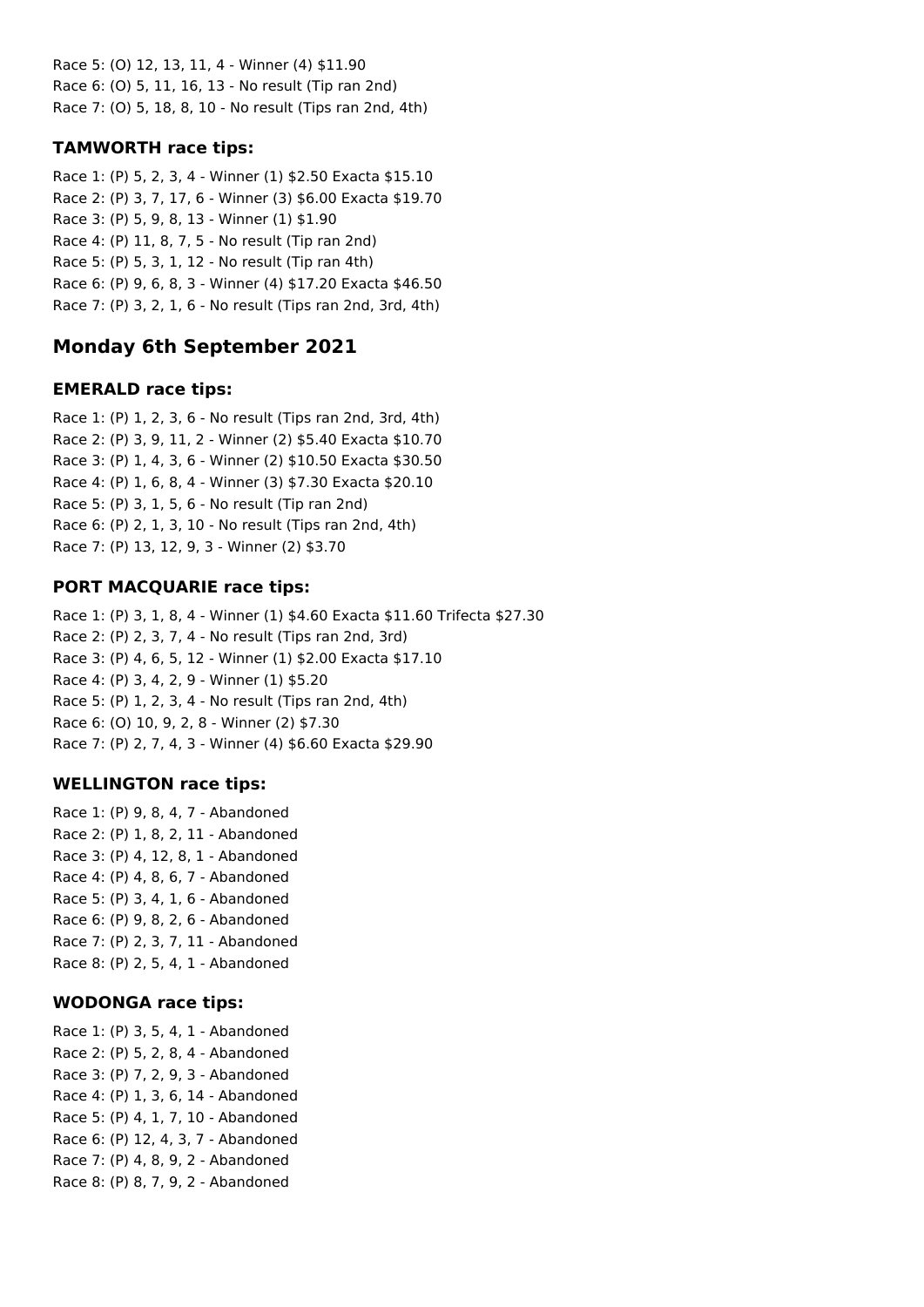Race 5: (O) 12, 13, 11, 4 - Winner (4) $11.90
Race 6: (O) 5, 11, 16, 13 - No result (Tip ran 2nd)
Race 7: (O) 5, 18, 8, 10 - No result (Tips ran 2nd, 4th)

### TAMWORTH race tips:

Race 1: (P) 5, 2, 3, 4 - Winner (1) $2.50 Exacta $15.10
Race 2: (P) 3, 7, 17, 6 - Winner (3) $6.00 Exacta $19.70
Race 3: (P) 5, 9, 8, 13 - Winner (1) $1.90
Race 4: (P) 11, 8, 7, 5 - No result (Tip ran 2nd)
Race 5: (P) 5, 3, 1, 12 - No result (Tip ran 4th)
Race 6: (P) 9, 6, 8, 3 - Winner (4) $17.20 Exacta $46.50
Race 7: (P) 3, 2, 1, 6 - No result (Tips ran 2nd, 3rd, 4th)

## Monday 6th September 2021

### EMERALD race tips:

Race 1: (P) 1, 2, 3, 6 - No result (Tips ran 2nd, 3rd, 4th)
Race 2: (P) 3, 9, 11, 2 - Winner (2) $5.40 Exacta $10.70
Race 3: (P) 1, 4, 3, 6 - Winner (2) $10.50 Exacta $30.50
Race 4: (P) 1, 6, 8, 4 - Winner (3) $7.30 Exacta $20.10
Race 5: (P) 3, 1, 5, 6 - No result (Tip ran 2nd)
Race 6: (P) 2, 1, 3, 10 - No result (Tips ran 2nd, 4th)
Race 7: (P) 13, 12, 9, 3 - Winner (2) $3.70

### PORT MACQUARIE race tips:

Race 1: (P) 3, 1, 8, 4 - Winner (1) $4.60 Exacta $11.60 Trifecta $27.30
Race 2: (P) 2, 3, 7, 4 - No result (Tips ran 2nd, 3rd)
Race 3: (P) 4, 6, 5, 12 - Winner (1) $2.00 Exacta $17.10
Race 4: (P) 3, 4, 2, 9 - Winner (1) $5.20
Race 5: (P) 1, 2, 3, 4 - No result (Tips ran 2nd, 4th)
Race 6: (O) 10, 9, 2, 8 - Winner (2) $7.30
Race 7: (P) 2, 7, 4, 3 - Winner (4) $6.60 Exacta $29.90

### WELLINGTON race tips:

Race 1: (P) 9, 8, 4, 7 - Abandoned
Race 2: (P) 1, 8, 2, 11 - Abandoned
Race 3: (P) 4, 12, 8, 1 - Abandoned
Race 4: (P) 4, 8, 6, 7 - Abandoned
Race 5: (P) 3, 4, 1, 6 - Abandoned
Race 6: (P) 9, 8, 2, 6 - Abandoned
Race 7: (P) 2, 3, 7, 11 - Abandoned
Race 8: (P) 2, 5, 4, 1 - Abandoned

### WODONGA race tips:

Race 1: (P) 3, 5, 4, 1 - Abandoned
Race 2: (P) 5, 2, 8, 4 - Abandoned
Race 3: (P) 7, 2, 9, 3 - Abandoned
Race 4: (P) 1, 3, 6, 14 - Abandoned
Race 5: (P) 4, 1, 7, 10 - Abandoned
Race 6: (P) 12, 4, 3, 7 - Abandoned
Race 7: (P) 4, 8, 9, 2 - Abandoned
Race 8: (P) 8, 7, 9, 2 - Abandoned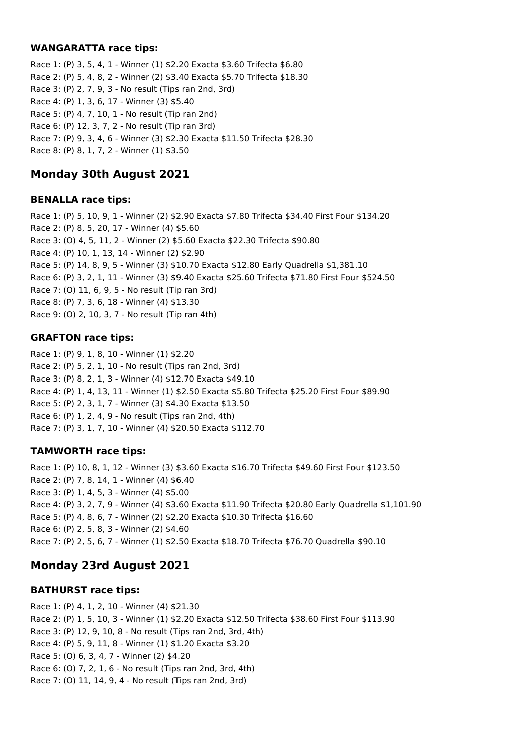**WANGARATTA race tips:**

Race 1: (P) 3, 5, 4, 1 - Winner (1) $2.20 Exacta $3.60 Trifecta $6.80
Race 2: (P) 5, 4, 8, 2 - Winner (2) $3.40 Exacta $5.70 Trifecta $18.30
Race 3: (P) 2, 7, 9, 3 - No result (Tips ran 2nd, 3rd)
Race 4: (P) 1, 3, 6, 17 - Winner (3) $5.40
Race 5: (P) 4, 7, 10, 1 - No result (Tip ran 2nd)
Race 6: (P) 12, 3, 7, 2 - No result (Tip ran 3rd)
Race 7: (P) 9, 3, 4, 6 - Winner (3) $2.30 Exacta $11.50 Trifecta $28.30
Race 8: (P) 8, 1, 7, 2 - Winner (1) $3.50

## Monday 30th August 2021

**BENALLA race tips:**

Race 1: (P) 5, 10, 9, 1 - Winner (2) $2.90 Exacta $7.80 Trifecta $34.40 First Four $134.20
Race 2: (P) 8, 5, 20, 17 - Winner (4) $5.60
Race 3: (O) 4, 5, 11, 2 - Winner (2) $5.60 Exacta $22.30 Trifecta $90.80
Race 4: (P) 10, 1, 13, 14 - Winner (2) $2.90
Race 5: (P) 14, 8, 9, 5 - Winner (3) $10.70 Exacta $12.80 Early Quadrella $1,381.10
Race 6: (P) 3, 2, 1, 11 - Winner (3) $9.40 Exacta $25.60 Trifecta $71.80 First Four $524.50
Race 7: (O) 11, 6, 9, 5 - No result (Tip ran 3rd)
Race 8: (P) 7, 3, 6, 18 - Winner (4) $13.30
Race 9: (O) 2, 10, 3, 7 - No result (Tip ran 4th)

**GRAFTON race tips:**

Race 1: (P) 9, 1, 8, 10 - Winner (1) $2.20
Race 2: (P) 5, 2, 1, 10 - No result (Tips ran 2nd, 3rd)
Race 3: (P) 8, 2, 1, 3 - Winner (4) $12.70 Exacta $49.10
Race 4: (P) 1, 4, 13, 11 - Winner (1) $2.50 Exacta $5.80 Trifecta $25.20 First Four $89.90
Race 5: (P) 2, 3, 1, 7 - Winner (3) $4.30 Exacta $13.50
Race 6: (P) 1, 2, 4, 9 - No result (Tips ran 2nd, 4th)
Race 7: (P) 3, 1, 7, 10 - Winner (4) $20.50 Exacta $112.70

**TAMWORTH race tips:**

Race 1: (P) 10, 8, 1, 12 - Winner (3) $3.60 Exacta $16.70 Trifecta $49.60 First Four $123.50
Race 2: (P) 7, 8, 14, 1 - Winner (4) $6.40
Race 3: (P) 1, 4, 5, 3 - Winner (4) $5.00
Race 4: (P) 3, 2, 7, 9 - Winner (4) $3.60 Exacta $11.90 Trifecta $20.80 Early Quadrella $1,101.90
Race 5: (P) 4, 8, 6, 7 - Winner (2) $2.20 Exacta $10.30 Trifecta $16.60
Race 6: (P) 2, 5, 8, 3 - Winner (2) $4.60
Race 7: (P) 2, 5, 6, 7 - Winner (1) $2.50 Exacta $18.70 Trifecta $76.70 Quadrella $90.10

## Monday 23rd August 2021

**BATHURST race tips:**

Race 1: (P) 4, 1, 2, 10 - Winner (4) $21.30
Race 2: (P) 1, 5, 10, 3 - Winner (1) $2.20 Exacta $12.50 Trifecta $38.60 First Four $113.90
Race 3: (P) 12, 9, 10, 8 - No result (Tips ran 2nd, 3rd, 4th)
Race 4: (P) 5, 9, 11, 8 - Winner (1) $1.20 Exacta $3.20
Race 5: (O) 6, 3, 4, 7 - Winner (2) $4.20
Race 6: (O) 7, 2, 1, 6 - No result (Tips ran 2nd, 3rd, 4th)
Race 7: (O) 11, 14, 9, 4 - No result (Tips ran 2nd, 3rd)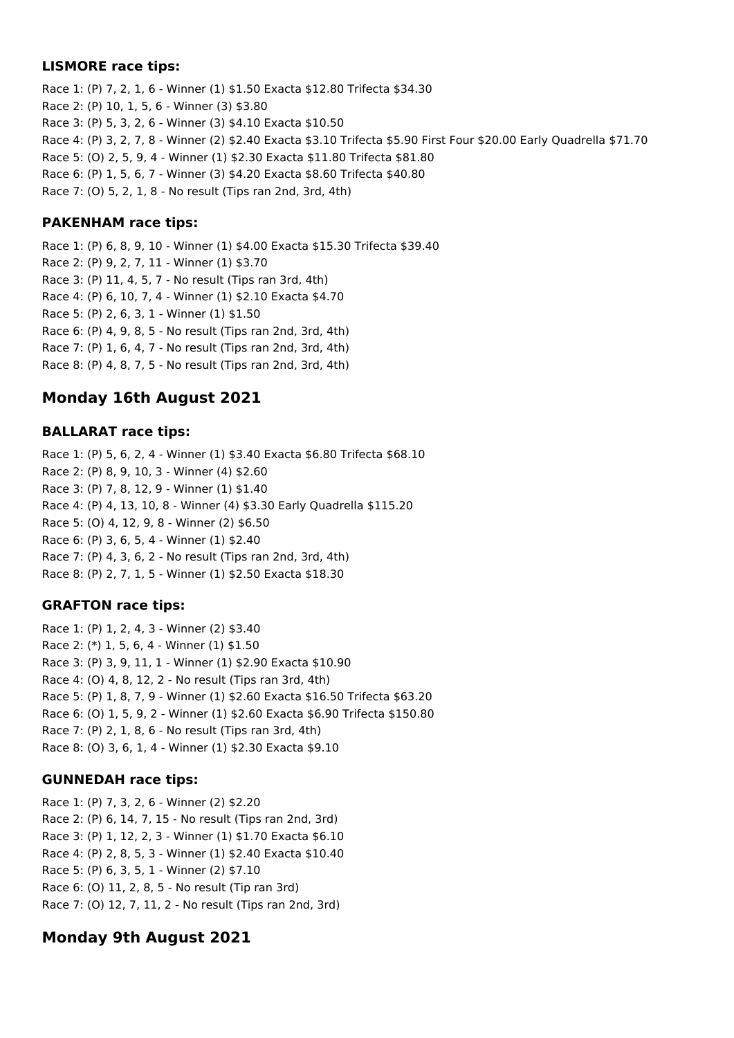### LISMORE race tips:

Race 1: (P) 7, 2, 1, 6 - Winner (1) $1.50 Exacta $12.80 Trifecta $34.30
Race 2: (P) 10, 1, 5, 6 - Winner (3) $3.80
Race 3: (P) 5, 3, 2, 6 - Winner (3) $4.10 Exacta $10.50
Race 4: (P) 3, 2, 7, 8 - Winner (2) $2.40 Exacta $3.10 Trifecta $5.90 First Four $20.00 Early Quadrella $71.70
Race 5: (O) 2, 5, 9, 4 - Winner (1) $2.30 Exacta $11.80 Trifecta $81.80
Race 6: (P) 1, 5, 6, 7 - Winner (3) $4.20 Exacta $8.60 Trifecta $40.80
Race 7: (O) 5, 2, 1, 8 - No result (Tips ran 2nd, 3rd, 4th)

### PAKENHAM race tips:

Race 1: (P) 6, 8, 9, 10 - Winner (1) $4.00 Exacta $15.30 Trifecta $39.40
Race 2: (P) 9, 2, 7, 11 - Winner (1) $3.70
Race 3: (P) 11, 4, 5, 7 - No result (Tips ran 3rd, 4th)
Race 4: (P) 6, 10, 7, 4 - Winner (1) $2.10 Exacta $4.70
Race 5: (P) 2, 6, 3, 1 - Winner (1) $1.50
Race 6: (P) 4, 9, 8, 5 - No result (Tips ran 2nd, 3rd, 4th)
Race 7: (P) 1, 6, 4, 7 - No result (Tips ran 2nd, 3rd, 4th)
Race 8: (P) 4, 8, 7, 5 - No result (Tips ran 2nd, 3rd, 4th)

## Monday 16th August 2021

### BALLARAT race tips:

Race 1: (P) 5, 6, 2, 4 - Winner (1) $3.40 Exacta $6.80 Trifecta $68.10
Race 2: (P) 8, 9, 10, 3 - Winner (4) $2.60
Race 3: (P) 7, 8, 12, 9 - Winner (1) $1.40
Race 4: (P) 4, 13, 10, 8 - Winner (4) $3.30 Early Quadrella $115.20
Race 5: (O) 4, 12, 9, 8 - Winner (2) $6.50
Race 6: (P) 3, 6, 5, 4 - Winner (1) $2.40
Race 7: (P) 4, 3, 6, 2 - No result (Tips ran 2nd, 3rd, 4th)
Race 8: (P) 2, 7, 1, 5 - Winner (1) $2.50 Exacta $18.30

### GRAFTON race tips:

Race 1: (P) 1, 2, 4, 3 - Winner (2) $3.40
Race 2: (*) 1, 5, 6, 4 - Winner (1) $1.50
Race 3: (P) 3, 9, 11, 1 - Winner (1) $2.90 Exacta $10.90
Race 4: (O) 4, 8, 12, 2 - No result (Tips ran 3rd, 4th)
Race 5: (P) 1, 8, 7, 9 - Winner (1) $2.60 Exacta $16.50 Trifecta $63.20
Race 6: (O) 1, 5, 9, 2 - Winner (1) $2.60 Exacta $6.90 Trifecta $150.80
Race 7: (P) 2, 1, 8, 6 - No result (Tips ran 3rd, 4th)
Race 8: (O) 3, 6, 1, 4 - Winner (1) $2.30 Exacta $9.10

### GUNNEDAH race tips:

Race 1: (P) 7, 3, 2, 6 - Winner (2) $2.20
Race 2: (P) 6, 14, 7, 15 - No result (Tips ran 2nd, 3rd)
Race 3: (P) 1, 12, 2, 3 - Winner (1) $1.70 Exacta $6.10
Race 4: (P) 2, 8, 5, 3 - Winner (1) $2.40 Exacta $10.40
Race 5: (P) 6, 3, 5, 1 - Winner (2) $7.10
Race 6: (O) 11, 2, 8, 5 - No result (Tip ran 3rd)
Race 7: (O) 12, 7, 11, 2 - No result (Tips ran 2nd, 3rd)

## Monday 9th August 2021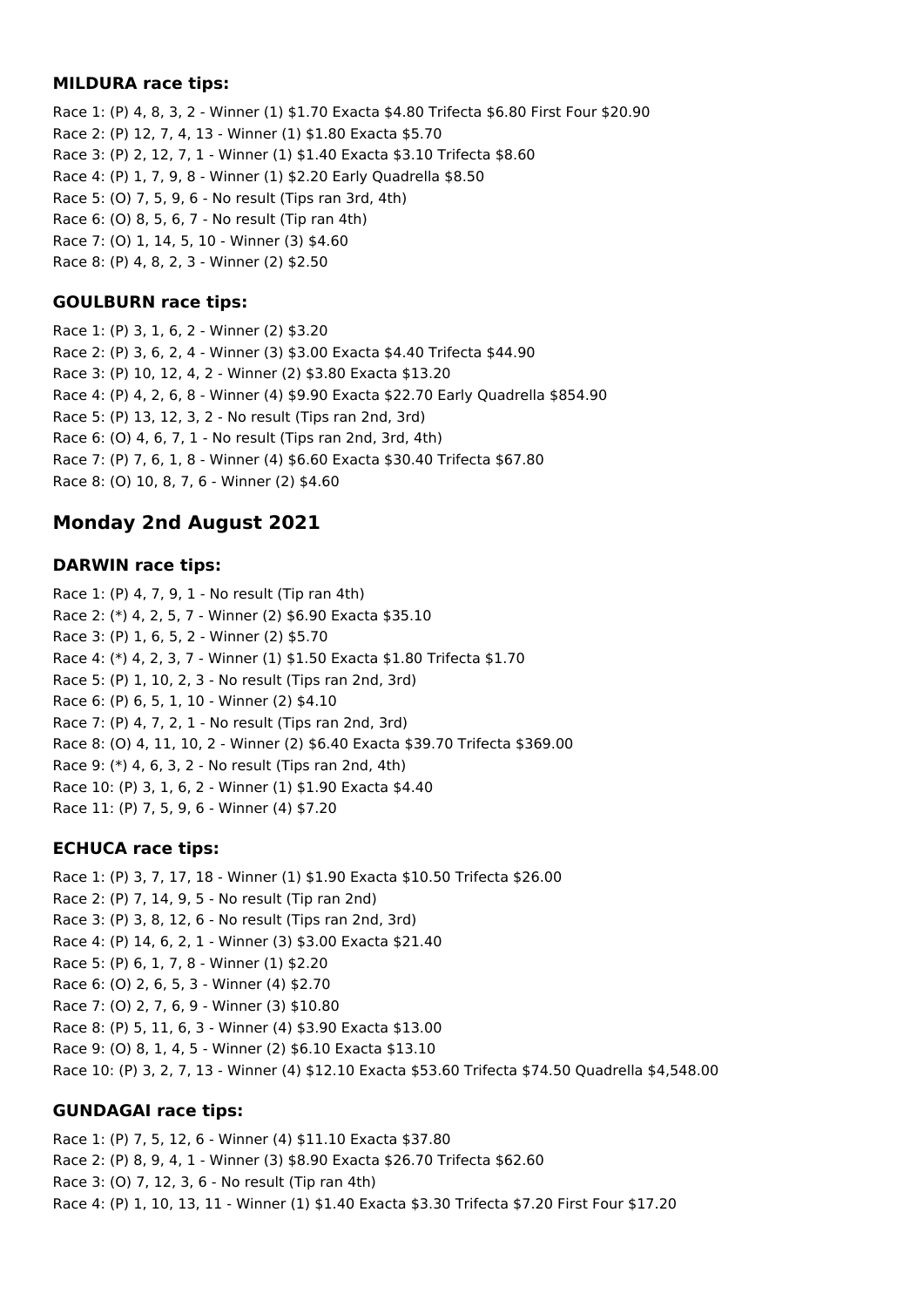### MILDURA race tips:

Race 1: (P) 4, 8, 3, 2 - Winner (1) $1.70 Exacta $4.80 Trifecta $6.80 First Four $20.90
Race 2: (P) 12, 7, 4, 13 - Winner (1) $1.80 Exacta $5.70
Race 3: (P) 2, 12, 7, 1 - Winner (1) $1.40 Exacta $3.10 Trifecta $8.60
Race 4: (P) 1, 7, 9, 8 - Winner (1) $2.20 Early Quadrella $8.50
Race 5: (O) 7, 5, 9, 6 - No result (Tips ran 3rd, 4th)
Race 6: (O) 8, 5, 6, 7 - No result (Tip ran 4th)
Race 7: (O) 1, 14, 5, 10 - Winner (3) $4.60
Race 8: (P) 4, 8, 2, 3 - Winner (2) $2.50

### GOULBURN race tips:

Race 1: (P) 3, 1, 6, 2 - Winner (2) $3.20
Race 2: (P) 3, 6, 2, 4 - Winner (3) $3.00 Exacta $4.40 Trifecta $44.90
Race 3: (P) 10, 12, 4, 2 - Winner (2) $3.80 Exacta $13.20
Race 4: (P) 4, 2, 6, 8 - Winner (4) $9.90 Exacta $22.70 Early Quadrella $854.90
Race 5: (P) 13, 12, 3, 2 - No result (Tips ran 2nd, 3rd)
Race 6: (O) 4, 6, 7, 1 - No result (Tips ran 2nd, 3rd, 4th)
Race 7: (P) 7, 6, 1, 8 - Winner (4) $6.60 Exacta $30.40 Trifecta $67.80
Race 8: (O) 10, 8, 7, 6 - Winner (2) $4.60

## Monday 2nd August 2021

### DARWIN race tips:

Race 1: (P) 4, 7, 9, 1 - No result (Tip ran 4th)
Race 2: (*) 4, 2, 5, 7 - Winner (2) $6.90 Exacta $35.10
Race 3: (P) 1, 6, 5, 2 - Winner (2) $5.70
Race 4: (*) 4, 2, 3, 7 - Winner (1) $1.50 Exacta $1.80 Trifecta $1.70
Race 5: (P) 1, 10, 2, 3 - No result (Tips ran 2nd, 3rd)
Race 6: (P) 6, 5, 1, 10 - Winner (2) $4.10
Race 7: (P) 4, 7, 2, 1 - No result (Tips ran 2nd, 3rd)
Race 8: (O) 4, 11, 10, 2 - Winner (2) $6.40 Exacta $39.70 Trifecta $369.00
Race 9: (*) 4, 6, 3, 2 - No result (Tips ran 2nd, 4th)
Race 10: (P) 3, 1, 6, 2 - Winner (1) $1.90 Exacta $4.40
Race 11: (P) 7, 5, 9, 6 - Winner (4) $7.20

### ECHUCA race tips:

Race 1: (P) 3, 7, 17, 18 - Winner (1) $1.90 Exacta $10.50 Trifecta $26.00
Race 2: (P) 7, 14, 9, 5 - No result (Tip ran 2nd)
Race 3: (P) 3, 8, 12, 6 - No result (Tips ran 2nd, 3rd)
Race 4: (P) 14, 6, 2, 1 - Winner (3) $3.00 Exacta $21.40
Race 5: (P) 6, 1, 7, 8 - Winner (1) $2.20
Race 6: (O) 2, 6, 5, 3 - Winner (4) $2.70
Race 7: (O) 2, 7, 6, 9 - Winner (3) $10.80
Race 8: (P) 5, 11, 6, 3 - Winner (4) $3.90 Exacta $13.00
Race 9: (O) 8, 1, 4, 5 - Winner (2) $6.10 Exacta $13.10
Race 10: (P) 3, 2, 7, 13 - Winner (4) $12.10 Exacta $53.60 Trifecta $74.50 Quadrella $4,548.00

### GUNDAGAI race tips:

Race 1: (P) 7, 5, 12, 6 - Winner (4) $11.10 Exacta $37.80
Race 2: (P) 8, 9, 4, 1 - Winner (3) $8.90 Exacta $26.70 Trifecta $62.60
Race 3: (O) 7, 12, 3, 6 - No result (Tip ran 4th)
Race 4: (P) 1, 10, 13, 11 - Winner (1) $1.40 Exacta $3.30 Trifecta $7.20 First Four $17.20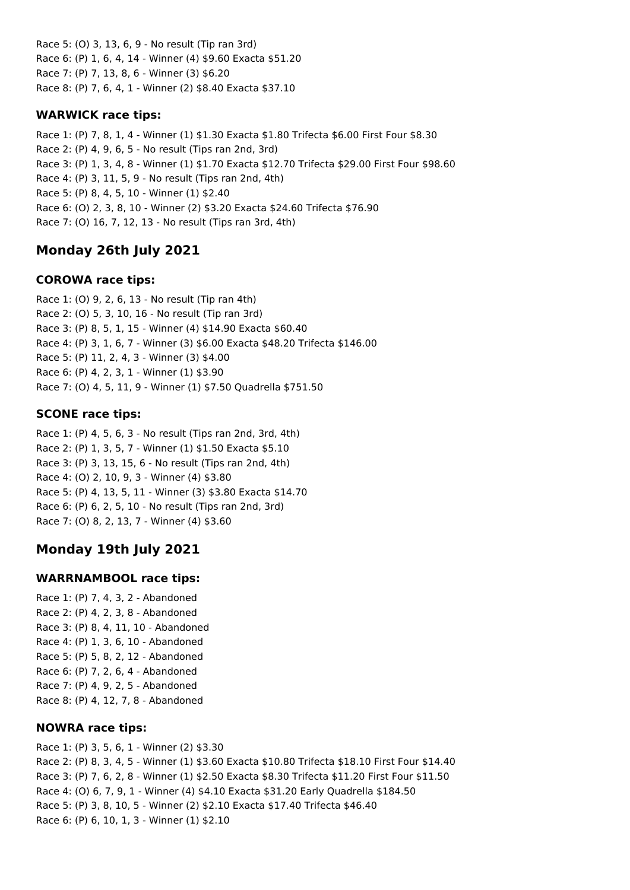Race 5: (O) 3, 13, 6, 9 - No result (Tip ran 3rd)
Race 6: (P) 1, 6, 4, 14 - Winner (4) $9.60 Exacta $51.20
Race 7: (P) 7, 13, 8, 6 - Winner (3) $6.20
Race 8: (P) 7, 6, 4, 1 - Winner (2) $8.40 Exacta $37.10

### WARWICK race tips:

Race 1: (P) 7, 8, 1, 4 - Winner (1) $1.30 Exacta $1.80 Trifecta $6.00 First Four $8.30
Race 2: (P) 4, 9, 6, 5 - No result (Tips ran 2nd, 3rd)
Race 3: (P) 1, 3, 4, 8 - Winner (1) $1.70 Exacta $12.70 Trifecta $29.00 First Four $98.60
Race 4: (P) 3, 11, 5, 9 - No result (Tips ran 2nd, 4th)
Race 5: (P) 8, 4, 5, 10 - Winner (1) $2.40
Race 6: (O) 2, 3, 8, 10 - Winner (2) $3.20 Exacta $24.60 Trifecta $76.90
Race 7: (O) 16, 7, 12, 13 - No result (Tips ran 3rd, 4th)

## Monday 26th July 2021

### COROWA race tips:

Race 1: (O) 9, 2, 6, 13 - No result (Tip ran 4th)
Race 2: (O) 5, 3, 10, 16 - No result (Tip ran 3rd)
Race 3: (P) 8, 5, 1, 15 - Winner (4) $14.90 Exacta $60.40
Race 4: (P) 3, 1, 6, 7 - Winner (3) $6.00 Exacta $48.20 Trifecta $146.00
Race 5: (P) 11, 2, 4, 3 - Winner (3) $4.00
Race 6: (P) 4, 2, 3, 1 - Winner (1) $3.90
Race 7: (O) 4, 5, 11, 9 - Winner (1) $7.50 Quadrella $751.50

### SCONE race tips:

Race 1: (P) 4, 5, 6, 3 - No result (Tips ran 2nd, 3rd, 4th)
Race 2: (P) 1, 3, 5, 7 - Winner (1) $1.50 Exacta $5.10
Race 3: (P) 3, 13, 15, 6 - No result (Tips ran 2nd, 4th)
Race 4: (O) 2, 10, 9, 3 - Winner (4) $3.80
Race 5: (P) 4, 13, 5, 11 - Winner (3) $3.80 Exacta $14.70
Race 6: (P) 6, 2, 5, 10 - No result (Tips ran 2nd, 3rd)
Race 7: (O) 8, 2, 13, 7 - Winner (4) $3.60

## Monday 19th July 2021

### WARRNAMBOOL race tips:

Race 1: (P) 7, 4, 3, 2 - Abandoned
Race 2: (P) 4, 2, 3, 8 - Abandoned
Race 3: (P) 8, 4, 11, 10 - Abandoned
Race 4: (P) 1, 3, 6, 10 - Abandoned
Race 5: (P) 5, 8, 2, 12 - Abandoned
Race 6: (P) 7, 2, 6, 4 - Abandoned
Race 7: (P) 4, 9, 2, 5 - Abandoned
Race 8: (P) 4, 12, 7, 8 - Abandoned

### NOWRA race tips:

Race 1: (P) 3, 5, 6, 1 - Winner (2) $3.30
Race 2: (P) 8, 3, 4, 5 - Winner (1) $3.60 Exacta $10.80 Trifecta $18.10 First Four $14.40
Race 3: (P) 7, 6, 2, 8 - Winner (1) $2.50 Exacta $8.30 Trifecta $11.20 First Four $11.50
Race 4: (O) 6, 7, 9, 1 - Winner (4) $4.10 Exacta $31.20 Early Quadrella $184.50
Race 5: (P) 3, 8, 10, 5 - Winner (2) $2.10 Exacta $17.40 Trifecta $46.40
Race 6: (P) 6, 10, 1, 3 - Winner (1) $2.10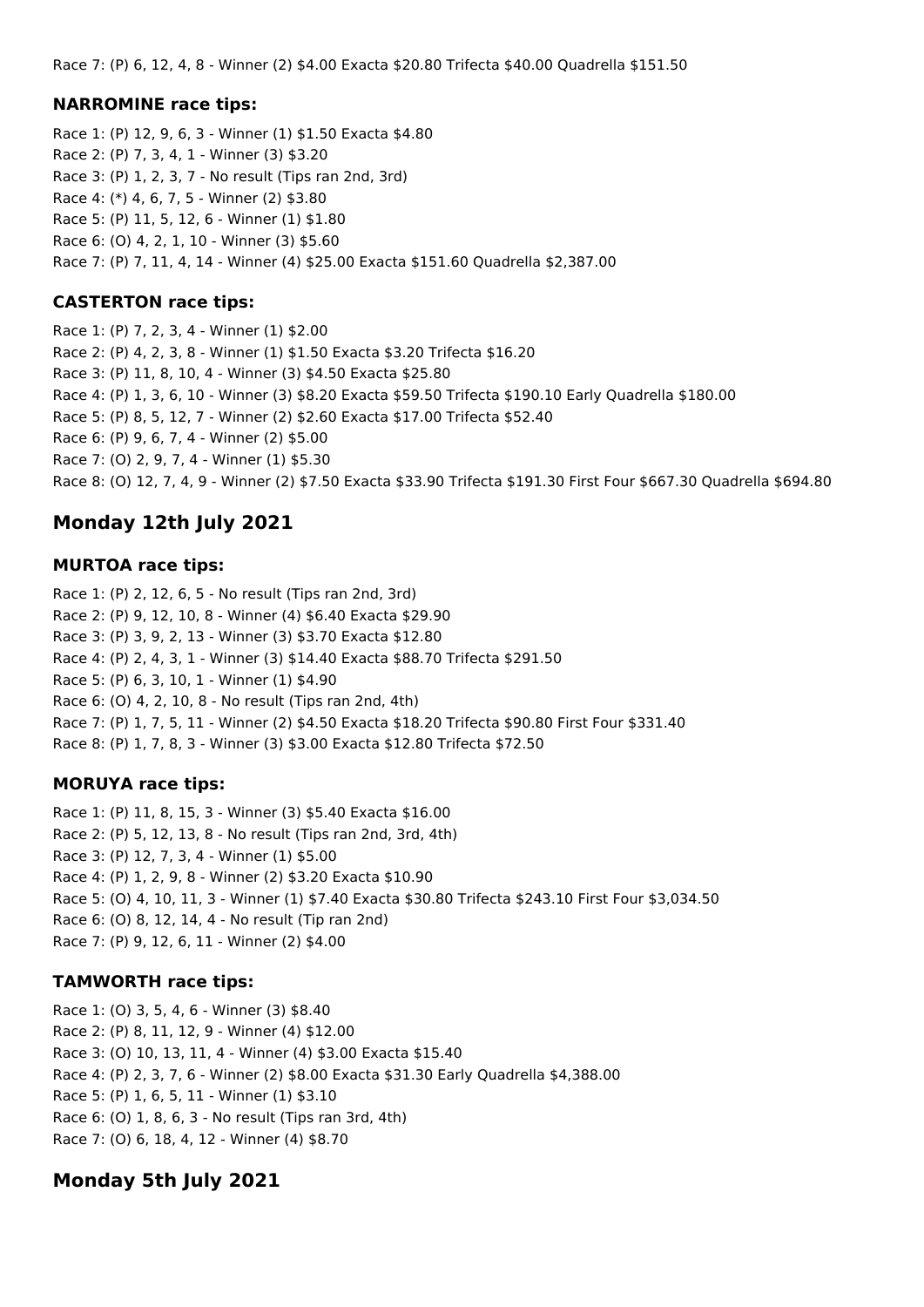Race 7: (P) 6, 12, 4, 8 - Winner (2) $4.00 Exacta $20.80 Trifecta $40.00 Quadrella $151.50

### NARROMINE race tips:

Race 1: (P) 12, 9, 6, 3 - Winner (1) $1.50 Exacta $4.80
Race 2: (P) 7, 3, 4, 1 - Winner (3) $3.20
Race 3: (P) 1, 2, 3, 7 - No result (Tips ran 2nd, 3rd)
Race 4: (*) 4, 6, 7, 5 - Winner (2) $3.80
Race 5: (P) 11, 5, 12, 6 - Winner (1) $1.80
Race 6: (O) 4, 2, 1, 10 - Winner (3) $5.60
Race 7: (P) 7, 11, 4, 14 - Winner (4) $25.00 Exacta $151.60 Quadrella $2,387.00

### CASTERTON race tips:

Race 1: (P) 7, 2, 3, 4 - Winner (1) $2.00
Race 2: (P) 4, 2, 3, 8 - Winner (1) $1.50 Exacta $3.20 Trifecta $16.20
Race 3: (P) 11, 8, 10, 4 - Winner (3) $4.50 Exacta $25.80
Race 4: (P) 1, 3, 6, 10 - Winner (3) $8.20 Exacta $59.50 Trifecta $190.10 Early Quadrella $180.00
Race 5: (P) 8, 5, 12, 7 - Winner (2) $2.60 Exacta $17.00 Trifecta $52.40
Race 6: (P) 9, 6, 7, 4 - Winner (2) $5.00
Race 7: (O) 2, 9, 7, 4 - Winner (1) $5.30
Race 8: (O) 12, 7, 4, 9 - Winner (2) $7.50 Exacta $33.90 Trifecta $191.30 First Four $667.30 Quadrella $694.80

## Monday 12th July 2021

### MURTOA race tips:

Race 1: (P) 2, 12, 6, 5 - No result (Tips ran 2nd, 3rd)
Race 2: (P) 9, 12, 10, 8 - Winner (4) $6.40 Exacta $29.90
Race 3: (P) 3, 9, 2, 13 - Winner (3) $3.70 Exacta $12.80
Race 4: (P) 2, 4, 3, 1 - Winner (3) $14.40 Exacta $88.70 Trifecta $291.50
Race 5: (P) 6, 3, 10, 1 - Winner (1) $4.90
Race 6: (O) 4, 2, 10, 8 - No result (Tips ran 2nd, 4th)
Race 7: (P) 1, 7, 5, 11 - Winner (2) $4.50 Exacta $18.20 Trifecta $90.80 First Four $331.40
Race 8: (P) 1, 7, 8, 3 - Winner (3) $3.00 Exacta $12.80 Trifecta $72.50

### MORUYA race tips:

Race 1: (P) 11, 8, 15, 3 - Winner (3) $5.40 Exacta $16.00
Race 2: (P) 5, 12, 13, 8 - No result (Tips ran 2nd, 3rd, 4th)
Race 3: (P) 12, 7, 3, 4 - Winner (1) $5.00
Race 4: (P) 1, 2, 9, 8 - Winner (2) $3.20 Exacta $10.90
Race 5: (O) 4, 10, 11, 3 - Winner (1) $7.40 Exacta $30.80 Trifecta $243.10 First Four $3,034.50
Race 6: (O) 8, 12, 14, 4 - No result (Tip ran 2nd)
Race 7: (P) 9, 12, 6, 11 - Winner (2) $4.00

### TAMWORTH race tips:

Race 1: (O) 3, 5, 4, 6 - Winner (3) $8.40
Race 2: (P) 8, 11, 12, 9 - Winner (4) $12.00
Race 3: (O) 10, 13, 11, 4 - Winner (4) $3.00 Exacta $15.40
Race 4: (P) 2, 3, 7, 6 - Winner (2) $8.00 Exacta $31.30 Early Quadrella $4,388.00
Race 5: (P) 1, 6, 5, 11 - Winner (1) $3.10
Race 6: (O) 1, 8, 6, 3 - No result (Tips ran 3rd, 4th)
Race 7: (O) 6, 18, 4, 12 - Winner (4) $8.70

## Monday 5th July 2021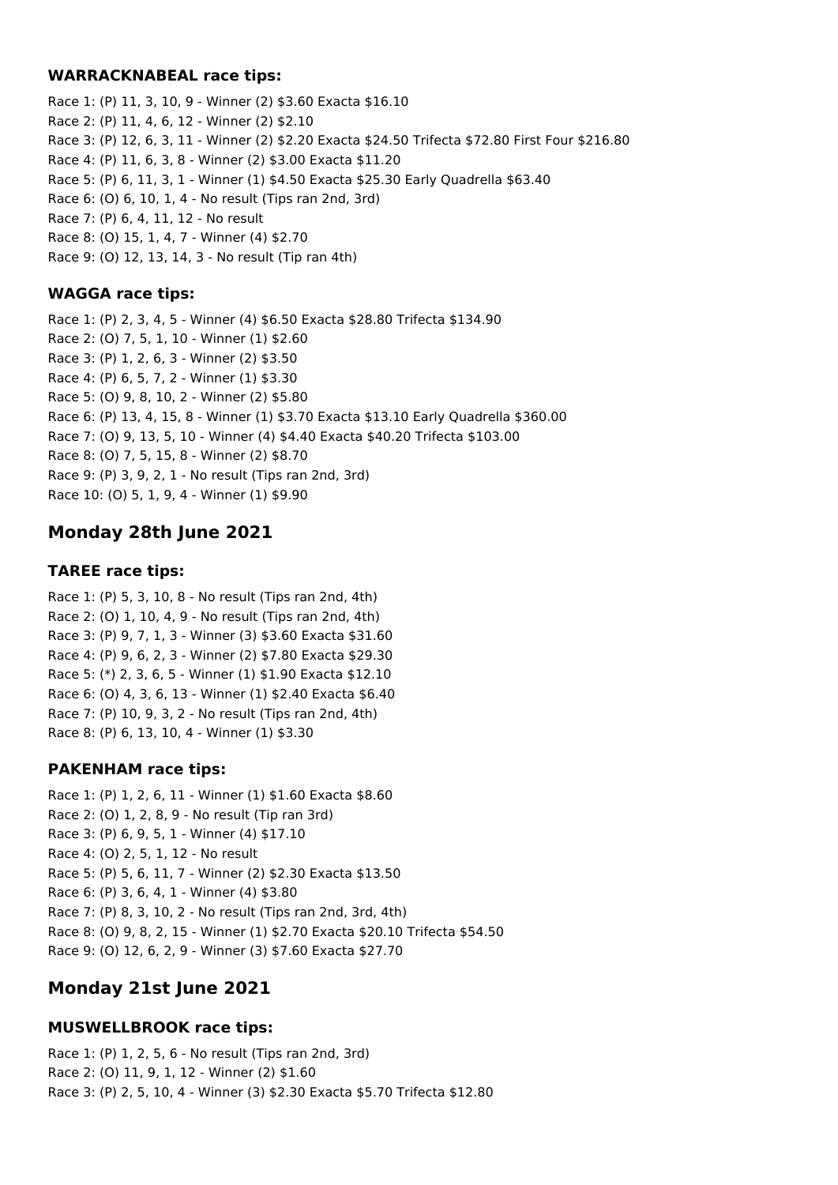### WARRACKNABEAL race tips:

Race 1: (P) 11, 3, 10, 9 - Winner (2) $3.60 Exacta $16.10
Race 2: (P) 11, 4, 6, 12 - Winner (2) $2.10
Race 3: (P) 12, 6, 3, 11 - Winner (2) $2.20 Exacta $24.50 Trifecta $72.80 First Four $216.80
Race 4: (P) 11, 6, 3, 8 - Winner (2) $3.00 Exacta $11.20
Race 5: (P) 6, 11, 3, 1 - Winner (1) $4.50 Exacta $25.30 Early Quadrella $63.40
Race 6: (O) 6, 10, 1, 4 - No result (Tips ran 2nd, 3rd)
Race 7: (P) 6, 4, 11, 12 - No result
Race 8: (O) 15, 1, 4, 7 - Winner (4) $2.70
Race 9: (O) 12, 13, 14, 3 - No result (Tip ran 4th)

### WAGGA race tips:

Race 1: (P) 2, 3, 4, 5 - Winner (4) $6.50 Exacta $28.80 Trifecta $134.90
Race 2: (O) 7, 5, 1, 10 - Winner (1) $2.60
Race 3: (P) 1, 2, 6, 3 - Winner (2) $3.50
Race 4: (P) 6, 5, 7, 2 - Winner (1) $3.30
Race 5: (O) 9, 8, 10, 2 - Winner (2) $5.80
Race 6: (P) 13, 4, 15, 8 - Winner (1) $3.70 Exacta $13.10 Early Quadrella $360.00
Race 7: (O) 9, 13, 5, 10 - Winner (4) $4.40 Exacta $40.20 Trifecta $103.00
Race 8: (O) 7, 5, 15, 8 - Winner (2) $8.70
Race 9: (P) 3, 9, 2, 1 - No result (Tips ran 2nd, 3rd)
Race 10: (O) 5, 1, 9, 4 - Winner (1) $9.90

## Monday 28th June 2021

### TAREE race tips:

Race 1: (P) 5, 3, 10, 8 - No result (Tips ran 2nd, 4th)
Race 2: (O) 1, 10, 4, 9 - No result (Tips ran 2nd, 4th)
Race 3: (P) 9, 7, 1, 3 - Winner (3) $3.60 Exacta $31.60
Race 4: (P) 9, 6, 2, 3 - Winner (2) $7.80 Exacta $29.30
Race 5: (*) 2, 3, 6, 5 - Winner (1) $1.90 Exacta $12.10
Race 6: (O) 4, 3, 6, 13 - Winner (1) $2.40 Exacta $6.40
Race 7: (P) 10, 9, 3, 2 - No result (Tips ran 2nd, 4th)
Race 8: (P) 6, 13, 10, 4 - Winner (1) $3.30

### PAKENHAM race tips:

Race 1: (P) 1, 2, 6, 11 - Winner (1) $1.60 Exacta $8.60
Race 2: (O) 1, 2, 8, 9 - No result (Tip ran 3rd)
Race 3: (P) 6, 9, 5, 1 - Winner (4) $17.10
Race 4: (O) 2, 5, 1, 12 - No result
Race 5: (P) 5, 6, 11, 7 - Winner (2) $2.30 Exacta $13.50
Race 6: (P) 3, 6, 4, 1 - Winner (4) $3.80
Race 7: (P) 8, 3, 10, 2 - No result (Tips ran 2nd, 3rd, 4th)
Race 8: (O) 9, 8, 2, 15 - Winner (1) $2.70 Exacta $20.10 Trifecta $54.50
Race 9: (O) 12, 6, 2, 9 - Winner (3) $7.60 Exacta $27.70

## Monday 21st June 2021

### MUSWELLBROOK race tips:

Race 1: (P) 1, 2, 5, 6 - No result (Tips ran 2nd, 3rd)
Race 2: (O) 11, 9, 1, 12 - Winner (2) $1.60
Race 3: (P) 2, 5, 10, 4 - Winner (3) $2.30 Exacta $5.70 Trifecta $12.80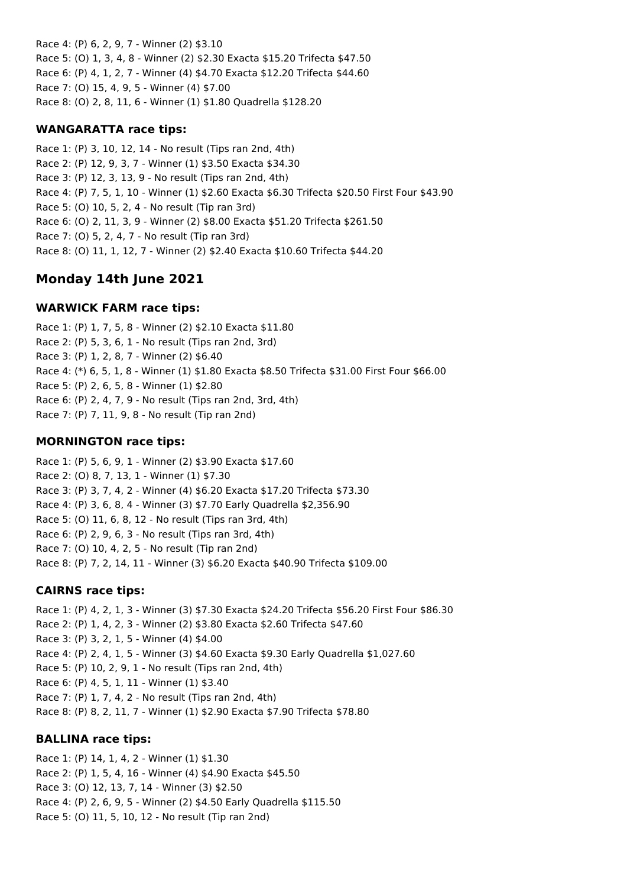Race 4: (P) 6, 2, 9, 7 - Winner (2) $3.10
Race 5: (O) 1, 3, 4, 8 - Winner (2) $2.30 Exacta $15.20 Trifecta $47.50
Race 6: (P) 4, 1, 2, 7 - Winner (4) $4.70 Exacta $12.20 Trifecta $44.60
Race 7: (O) 15, 4, 9, 5 - Winner (4) $7.00
Race 8: (O) 2, 8, 11, 6 - Winner (1) $1.80 Quadrella $128.20

### WANGARATTA race tips:

Race 1: (P) 3, 10, 12, 14 - No result (Tips ran 2nd, 4th)
Race 2: (P) 12, 9, 3, 7 - Winner (1) $3.50 Exacta $34.30
Race 3: (P) 12, 3, 13, 9 - No result (Tips ran 2nd, 4th)
Race 4: (P) 7, 5, 1, 10 - Winner (1) $2.60 Exacta $6.30 Trifecta $20.50 First Four $43.90
Race 5: (O) 10, 5, 2, 4 - No result (Tip ran 3rd)
Race 6: (O) 2, 11, 3, 9 - Winner (2) $8.00 Exacta $51.20 Trifecta $261.50
Race 7: (O) 5, 2, 4, 7 - No result (Tip ran 3rd)
Race 8: (O) 11, 1, 12, 7 - Winner (2) $2.40 Exacta $10.60 Trifecta $44.20

## Monday 14th June 2021

### WARWICK FARM race tips:

Race 1: (P) 1, 7, 5, 8 - Winner (2) $2.10 Exacta $11.80
Race 2: (P) 5, 3, 6, 1 - No result (Tips ran 2nd, 3rd)
Race 3: (P) 1, 2, 8, 7 - Winner (2) $6.40
Race 4: (*) 6, 5, 1, 8 - Winner (1) $1.80 Exacta $8.50 Trifecta $31.00 First Four $66.00
Race 5: (P) 2, 6, 5, 8 - Winner (1) $2.80
Race 6: (P) 2, 4, 7, 9 - No result (Tips ran 2nd, 3rd, 4th)
Race 7: (P) 7, 11, 9, 8 - No result (Tip ran 2nd)

### MORNINGTON race tips:

Race 1: (P) 5, 6, 9, 1 - Winner (2) $3.90 Exacta $17.60
Race 2: (O) 8, 7, 13, 1 - Winner (1) $7.30
Race 3: (P) 3, 7, 4, 2 - Winner (4) $6.20 Exacta $17.20 Trifecta $73.30
Race 4: (P) 3, 6, 8, 4 - Winner (3) $7.70 Early Quadrella $2,356.90
Race 5: (O) 11, 6, 8, 12 - No result (Tips ran 3rd, 4th)
Race 6: (P) 2, 9, 6, 3 - No result (Tips ran 3rd, 4th)
Race 7: (O) 10, 4, 2, 5 - No result (Tip ran 2nd)
Race 8: (P) 7, 2, 14, 11 - Winner (3) $6.20 Exacta $40.90 Trifecta $109.00

### CAIRNS race tips:

Race 1: (P) 4, 2, 1, 3 - Winner (3) $7.30 Exacta $24.20 Trifecta $56.20 First Four $86.30
Race 2: (P) 1, 4, 2, 3 - Winner (2) $3.80 Exacta $2.60 Trifecta $47.60
Race 3: (P) 3, 2, 1, 5 - Winner (4) $4.00
Race 4: (P) 2, 4, 1, 5 - Winner (3) $4.60 Exacta $9.30 Early Quadrella $1,027.60
Race 5: (P) 10, 2, 9, 1 - No result (Tips ran 2nd, 4th)
Race 6: (P) 4, 5, 1, 11 - Winner (1) $3.40
Race 7: (P) 1, 7, 4, 2 - No result (Tips ran 2nd, 4th)
Race 8: (P) 8, 2, 11, 7 - Winner (1) $2.90 Exacta $7.90 Trifecta $78.80

### BALLINA race tips:

Race 1: (P) 14, 1, 4, 2 - Winner (1) $1.30
Race 2: (P) 1, 5, 4, 16 - Winner (4) $4.90 Exacta $45.50
Race 3: (O) 12, 13, 7, 14 - Winner (3) $2.50
Race 4: (P) 2, 6, 9, 5 - Winner (2) $4.50 Early Quadrella $115.50
Race 5: (O) 11, 5, 10, 12 - No result (Tip ran 2nd)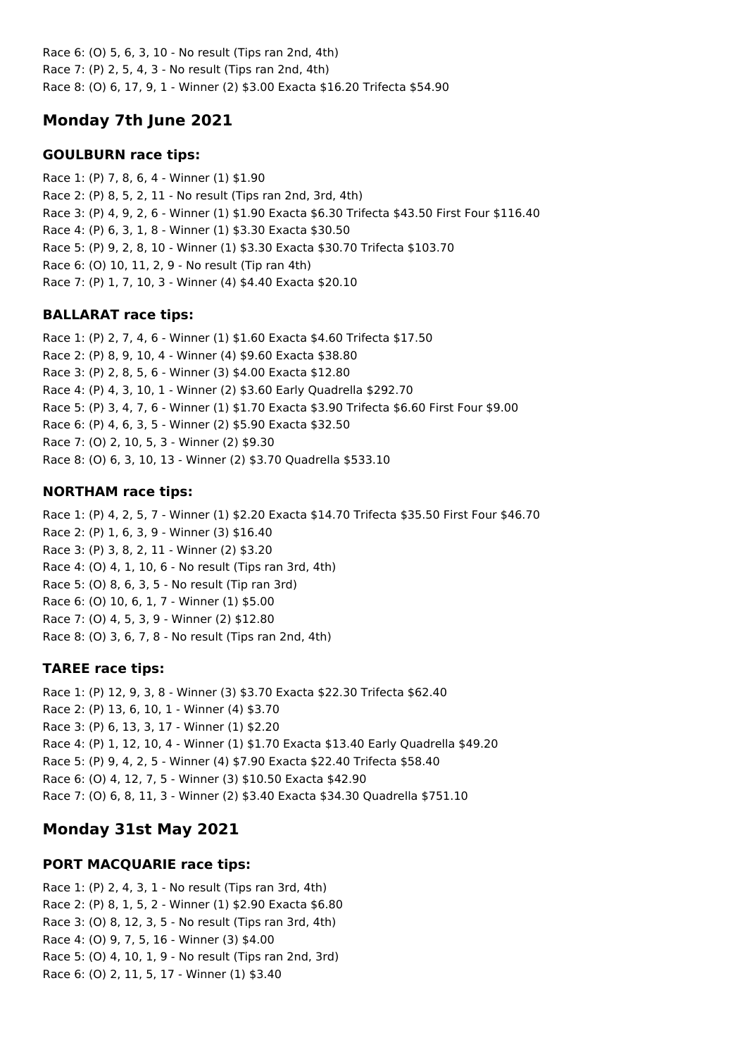Race 6: (O) 5, 6, 3, 10 - No result (Tips ran 2nd, 4th)
Race 7: (P) 2, 5, 4, 3 - No result (Tips ran 2nd, 4th)
Race 8: (O) 6, 17, 9, 1 - Winner (2) $3.00 Exacta $16.20 Trifecta $54.90

## Monday 7th June 2021

### GOULBURN race tips:

Race 1: (P) 7, 8, 6, 4 - Winner (1) $1.90
Race 2: (P) 8, 5, 2, 11 - No result (Tips ran 2nd, 3rd, 4th)
Race 3: (P) 4, 9, 2, 6 - Winner (1) $1.90 Exacta $6.30 Trifecta $43.50 First Four $116.40
Race 4: (P) 6, 3, 1, 8 - Winner (1) $3.30 Exacta $30.50
Race 5: (P) 9, 2, 8, 10 - Winner (1) $3.30 Exacta $30.70 Trifecta $103.70
Race 6: (O) 10, 11, 2, 9 - No result (Tip ran 4th)
Race 7: (P) 1, 7, 10, 3 - Winner (4) $4.40 Exacta $20.10

### BALLARAT race tips:

Race 1: (P) 2, 7, 4, 6 - Winner (1) $1.60 Exacta $4.60 Trifecta $17.50
Race 2: (P) 8, 9, 10, 4 - Winner (4) $9.60 Exacta $38.80
Race 3: (P) 2, 8, 5, 6 - Winner (3) $4.00 Exacta $12.80
Race 4: (P) 4, 3, 10, 1 - Winner (2) $3.60 Early Quadrella $292.70
Race 5: (P) 3, 4, 7, 6 - Winner (1) $1.70 Exacta $3.90 Trifecta $6.60 First Four $9.00
Race 6: (P) 4, 6, 3, 5 - Winner (2) $5.90 Exacta $32.50
Race 7: (O) 2, 10, 5, 3 - Winner (2) $9.30
Race 8: (O) 6, 3, 10, 13 - Winner (2) $3.70 Quadrella $533.10

### NORTHAM race tips:

Race 1: (P) 4, 2, 5, 7 - Winner (1) $2.20 Exacta $14.70 Trifecta $35.50 First Four $46.70
Race 2: (P) 1, 6, 3, 9 - Winner (3) $16.40
Race 3: (P) 3, 8, 2, 11 - Winner (2) $3.20
Race 4: (O) 4, 1, 10, 6 - No result (Tips ran 3rd, 4th)
Race 5: (O) 8, 6, 3, 5 - No result (Tip ran 3rd)
Race 6: (O) 10, 6, 1, 7 - Winner (1) $5.00
Race 7: (O) 4, 5, 3, 9 - Winner (2) $12.80
Race 8: (O) 3, 6, 7, 8 - No result (Tips ran 2nd, 4th)

### TAREE race tips:

Race 1: (P) 12, 9, 3, 8 - Winner (3) $3.70 Exacta $22.30 Trifecta $62.40
Race 2: (P) 13, 6, 10, 1 - Winner (4) $3.70
Race 3: (P) 6, 13, 3, 17 - Winner (1) $2.20
Race 4: (P) 1, 12, 10, 4 - Winner (1) $1.70 Exacta $13.40 Early Quadrella $49.20
Race 5: (P) 9, 4, 2, 5 - Winner (4) $7.90 Exacta $22.40 Trifecta $58.40
Race 6: (O) 4, 12, 7, 5 - Winner (3) $10.50 Exacta $42.90
Race 7: (O) 6, 8, 11, 3 - Winner (2) $3.40 Exacta $34.30 Quadrella $751.10

## Monday 31st May 2021

### PORT MACQUARIE race tips:

Race 1: (P) 2, 4, 3, 1 - No result (Tips ran 3rd, 4th)
Race 2: (P) 8, 1, 5, 2 - Winner (1) $2.90 Exacta $6.80
Race 3: (O) 8, 12, 3, 5 - No result (Tips ran 3rd, 4th)
Race 4: (O) 9, 7, 5, 16 - Winner (3) $4.00
Race 5: (O) 4, 10, 1, 9 - No result (Tips ran 2nd, 3rd)
Race 6: (O) 2, 11, 5, 17 - Winner (1) $3.40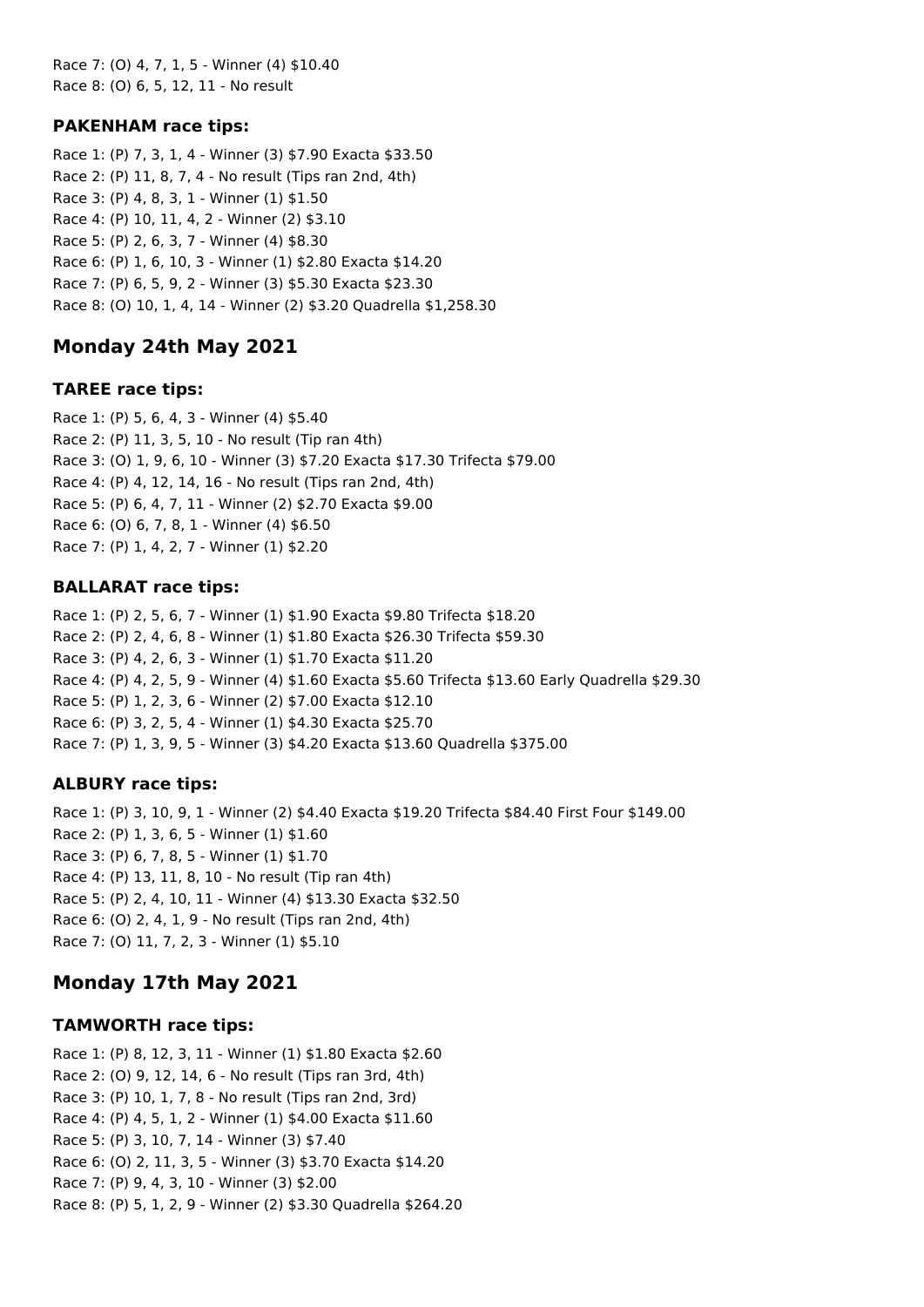Race 7: (O) 4, 7, 1, 5 - Winner (4) $10.40
Race 8: (O) 6, 5, 12, 11 - No result

### PAKENHAM race tips:

Race 1: (P) 7, 3, 1, 4 - Winner (3) $7.90 Exacta $33.50
Race 2: (P) 11, 8, 7, 4 - No result (Tips ran 2nd, 4th)
Race 3: (P) 4, 8, 3, 1 - Winner (1) $1.50
Race 4: (P) 10, 11, 4, 2 - Winner (2) $3.10
Race 5: (P) 2, 6, 3, 7 - Winner (4) $8.30
Race 6: (P) 1, 6, 10, 3 - Winner (1) $2.80 Exacta $14.20
Race 7: (P) 6, 5, 9, 2 - Winner (3) $5.30 Exacta $23.30
Race 8: (O) 10, 1, 4, 14 - Winner (2) $3.20 Quadrella $1,258.30

## Monday 24th May 2021

### TAREE race tips:

Race 1: (P) 5, 6, 4, 3 - Winner (4) $5.40
Race 2: (P) 11, 3, 5, 10 - No result (Tip ran 4th)
Race 3: (O) 1, 9, 6, 10 - Winner (3) $7.20 Exacta $17.30 Trifecta $79.00
Race 4: (P) 4, 12, 14, 16 - No result (Tips ran 2nd, 4th)
Race 5: (P) 6, 4, 7, 11 - Winner (2) $2.70 Exacta $9.00
Race 6: (O) 6, 7, 8, 1 - Winner (4) $6.50
Race 7: (P) 1, 4, 2, 7 - Winner (1) $2.20

### BALLARAT race tips:

Race 1: (P) 2, 5, 6, 7 - Winner (1) $1.90 Exacta $9.80 Trifecta $18.20
Race 2: (P) 2, 4, 6, 8 - Winner (1) $1.80 Exacta $26.30 Trifecta $59.30
Race 3: (P) 4, 2, 6, 3 - Winner (1) $1.70 Exacta $11.20
Race 4: (P) 4, 2, 5, 9 - Winner (4) $1.60 Exacta $5.60 Trifecta $13.60 Early Quadrella $29.30
Race 5: (P) 1, 2, 3, 6 - Winner (2) $7.00 Exacta $12.10
Race 6: (P) 3, 2, 5, 4 - Winner (1) $4.30 Exacta $25.70
Race 7: (P) 1, 3, 9, 5 - Winner (3) $4.20 Exacta $13.60 Quadrella $375.00

### ALBURY race tips:

Race 1: (P) 3, 10, 9, 1 - Winner (2) $4.40 Exacta $19.20 Trifecta $84.40 First Four $149.00
Race 2: (P) 1, 3, 6, 5 - Winner (1) $1.60
Race 3: (P) 6, 7, 8, 5 - Winner (1) $1.70
Race 4: (P) 13, 11, 8, 10 - No result (Tip ran 4th)
Race 5: (P) 2, 4, 10, 11 - Winner (4) $13.30 Exacta $32.50
Race 6: (O) 2, 4, 1, 9 - No result (Tips ran 2nd, 4th)
Race 7: (O) 11, 7, 2, 3 - Winner (1) $5.10

## Monday 17th May 2021

### TAMWORTH race tips:

Race 1: (P) 8, 12, 3, 11 - Winner (1) $1.80 Exacta $2.60
Race 2: (O) 9, 12, 14, 6 - No result (Tips ran 3rd, 4th)
Race 3: (P) 10, 1, 7, 8 - No result (Tips ran 2nd, 3rd)
Race 4: (P) 4, 5, 1, 2 - Winner (1) $4.00 Exacta $11.60
Race 5: (P) 3, 10, 7, 14 - Winner (3) $7.40
Race 6: (O) 2, 11, 3, 5 - Winner (3) $3.70 Exacta $14.20
Race 7: (P) 9, 4, 3, 10 - Winner (3) $2.00
Race 8: (P) 5, 1, 2, 9 - Winner (2) $3.30 Quadrella $264.20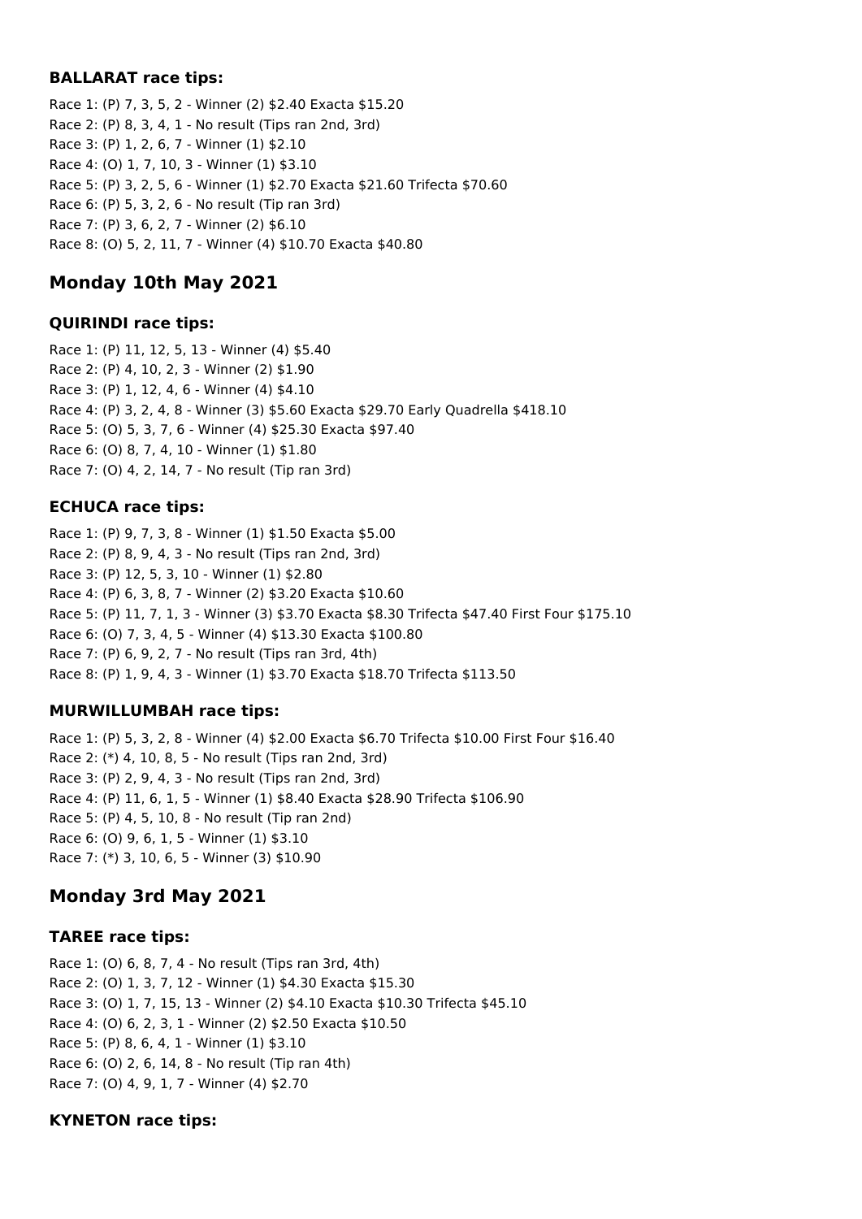### BALLARAT race tips:

Race 1: (P) 7, 3, 5, 2 - Winner (2) $2.40 Exacta $15.20
Race 2: (P) 8, 3, 4, 1 - No result (Tips ran 2nd, 3rd)
Race 3: (P) 1, 2, 6, 7 - Winner (1) $2.10
Race 4: (O) 1, 7, 10, 3 - Winner (1) $3.10
Race 5: (P) 3, 2, 5, 6 - Winner (1) $2.70 Exacta $21.60 Trifecta $70.60
Race 6: (P) 5, 3, 2, 6 - No result (Tip ran 3rd)
Race 7: (P) 3, 6, 2, 7 - Winner (2) $6.10
Race 8: (O) 5, 2, 11, 7 - Winner (4) $10.70 Exacta $40.80

## Monday 10th May 2021

### QUIRINDI race tips:

Race 1: (P) 11, 12, 5, 13 - Winner (4) $5.40
Race 2: (P) 4, 10, 2, 3 - Winner (2) $1.90
Race 3: (P) 1, 12, 4, 6 - Winner (4) $4.10
Race 4: (P) 3, 2, 4, 8 - Winner (3) $5.60 Exacta $29.70 Early Quadrella $418.10
Race 5: (O) 5, 3, 7, 6 - Winner (4) $25.30 Exacta $97.40
Race 6: (O) 8, 7, 4, 10 - Winner (1) $1.80
Race 7: (O) 4, 2, 14, 7 - No result (Tip ran 3rd)

### ECHUCA race tips:

Race 1: (P) 9, 7, 3, 8 - Winner (1) $1.50 Exacta $5.00
Race 2: (P) 8, 9, 4, 3 - No result (Tips ran 2nd, 3rd)
Race 3: (P) 12, 5, 3, 10 - Winner (1) $2.80
Race 4: (P) 6, 3, 8, 7 - Winner (2) $3.20 Exacta $10.60
Race 5: (P) 11, 7, 1, 3 - Winner (3) $3.70 Exacta $8.30 Trifecta $47.40 First Four $175.10
Race 6: (O) 7, 3, 4, 5 - Winner (4) $13.30 Exacta $100.80
Race 7: (P) 6, 9, 2, 7 - No result (Tips ran 3rd, 4th)
Race 8: (P) 1, 9, 4, 3 - Winner (1) $3.70 Exacta $18.70 Trifecta $113.50

### MURWILLUMBAH race tips:

Race 1: (P) 5, 3, 2, 8 - Winner (4) $2.00 Exacta $6.70 Trifecta $10.00 First Four $16.40
Race 2: (*) 4, 10, 8, 5 - No result (Tips ran 2nd, 3rd)
Race 3: (P) 2, 9, 4, 3 - No result (Tips ran 2nd, 3rd)
Race 4: (P) 11, 6, 1, 5 - Winner (1) $8.40 Exacta $28.90 Trifecta $106.90
Race 5: (P) 4, 5, 10, 8 - No result (Tip ran 2nd)
Race 6: (O) 9, 6, 1, 5 - Winner (1) $3.10
Race 7: (*) 3, 10, 6, 5 - Winner (3) $10.90

## Monday 3rd May 2021

### TAREE race tips:

Race 1: (O) 6, 8, 7, 4 - No result (Tips ran 3rd, 4th)
Race 2: (O) 1, 3, 7, 12 - Winner (1) $4.30 Exacta $15.30
Race 3: (O) 1, 7, 15, 13 - Winner (2) $4.10 Exacta $10.30 Trifecta $45.10
Race 4: (O) 6, 2, 3, 1 - Winner (2) $2.50 Exacta $10.50
Race 5: (P) 8, 6, 4, 1 - Winner (1) $3.10
Race 6: (O) 2, 6, 14, 8 - No result (Tip ran 4th)
Race 7: (O) 4, 9, 1, 7 - Winner (4) $2.70

### KYNETON race tips: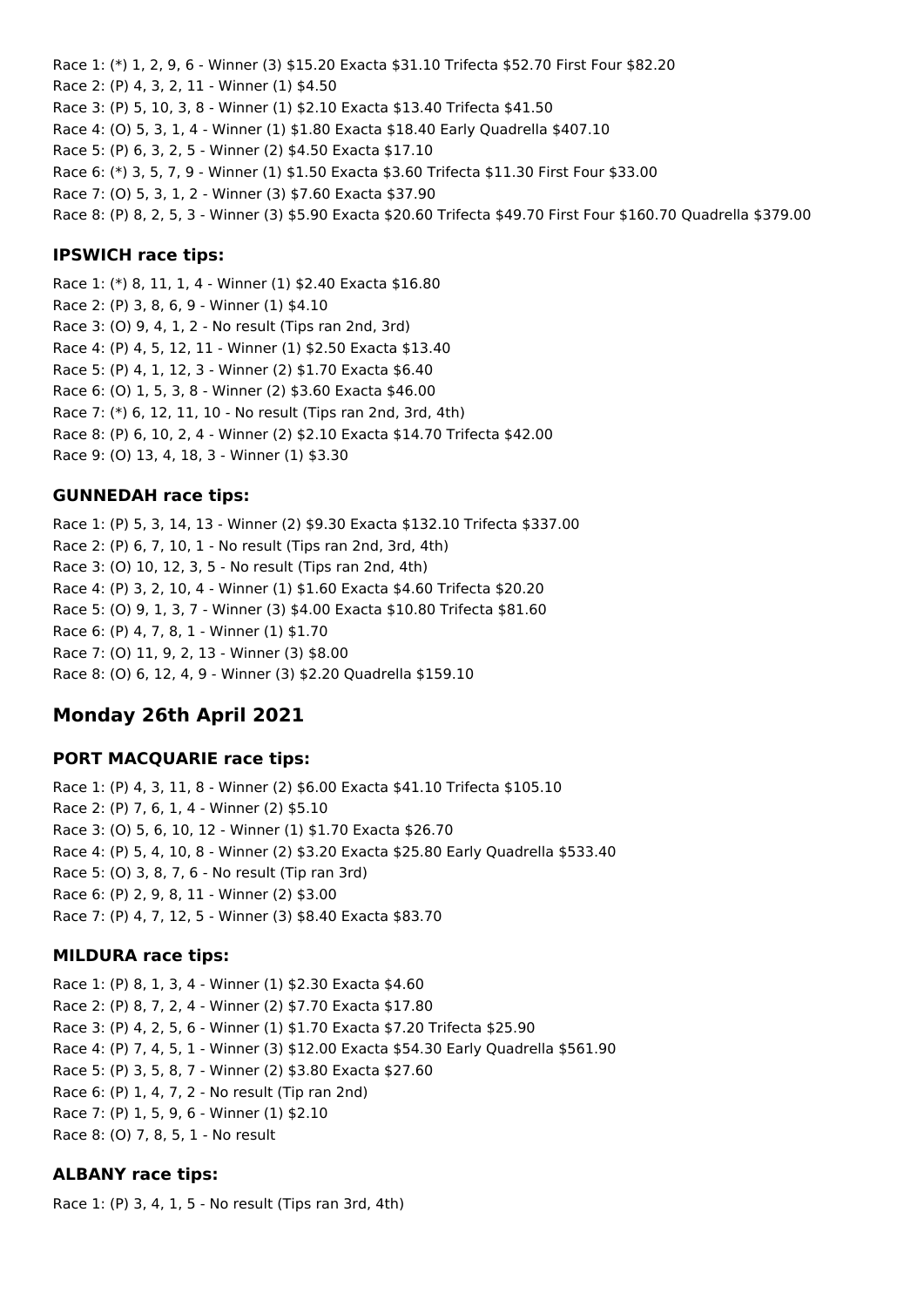Race 1: (*) 1, 2, 9, 6 - Winner (3) $15.20 Exacta $31.10 Trifecta $52.70 First Four $82.20
Race 2: (P) 4, 3, 2, 11 - Winner (1) $4.50
Race 3: (P) 5, 10, 3, 8 - Winner (1) $2.10 Exacta $13.40 Trifecta $41.50
Race 4: (O) 5, 3, 1, 4 - Winner (1) $1.80 Exacta $18.40 Early Quadrella $407.10
Race 5: (P) 6, 3, 2, 5 - Winner (2) $4.50 Exacta $17.10
Race 6: (*) 3, 5, 7, 9 - Winner (1) $1.50 Exacta $3.60 Trifecta $11.30 First Four $33.00
Race 7: (O) 5, 3, 1, 2 - Winner (3) $7.60 Exacta $37.90
Race 8: (P) 8, 2, 5, 3 - Winner (3) $5.90 Exacta $20.60 Trifecta $49.70 First Four $160.70 Quadrella $379.00

### IPSWICH race tips:

Race 1: (*) 8, 11, 1, 4 - Winner (1) $2.40 Exacta $16.80
Race 2: (P) 3, 8, 6, 9 - Winner (1) $4.10
Race 3: (O) 9, 4, 1, 2 - No result (Tips ran 2nd, 3rd)
Race 4: (P) 4, 5, 12, 11 - Winner (1) $2.50 Exacta $13.40
Race 5: (P) 4, 1, 12, 3 - Winner (2) $1.70 Exacta $6.40
Race 6: (O) 1, 5, 3, 8 - Winner (2) $3.60 Exacta $46.00
Race 7: (*) 6, 12, 11, 10 - No result (Tips ran 2nd, 3rd, 4th)
Race 8: (P) 6, 10, 2, 4 - Winner (2) $2.10 Exacta $14.70 Trifecta $42.00
Race 9: (O) 13, 4, 18, 3 - Winner (1) $3.30

### GUNNEDAH race tips:

Race 1: (P) 5, 3, 14, 13 - Winner (2) $9.30 Exacta $132.10 Trifecta $337.00
Race 2: (P) 6, 7, 10, 1 - No result (Tips ran 2nd, 3rd, 4th)
Race 3: (O) 10, 12, 3, 5 - No result (Tips ran 2nd, 4th)
Race 4: (P) 3, 2, 10, 4 - Winner (1) $1.60 Exacta $4.60 Trifecta $20.20
Race 5: (O) 9, 1, 3, 7 - Winner (3) $4.00 Exacta $10.80 Trifecta $81.60
Race 6: (P) 4, 7, 8, 1 - Winner (1) $1.70
Race 7: (O) 11, 9, 2, 13 - Winner (3) $8.00
Race 8: (O) 6, 12, 4, 9 - Winner (3) $2.20 Quadrella $159.10

## Monday 26th April 2021

### PORT MACQUARIE race tips:

Race 1: (P) 4, 3, 11, 8 - Winner (2) $6.00 Exacta $41.10 Trifecta $105.10
Race 2: (P) 7, 6, 1, 4 - Winner (2) $5.10
Race 3: (O) 5, 6, 10, 12 - Winner (1) $1.70 Exacta $26.70
Race 4: (P) 5, 4, 10, 8 - Winner (2) $3.20 Exacta $25.80 Early Quadrella $533.40
Race 5: (O) 3, 8, 7, 6 - No result (Tip ran 3rd)
Race 6: (P) 2, 9, 8, 11 - Winner (2) $3.00
Race 7: (P) 4, 7, 12, 5 - Winner (3) $8.40 Exacta $83.70

### MILDURA race tips:

Race 1: (P) 8, 1, 3, 4 - Winner (1) $2.30 Exacta $4.60
Race 2: (P) 8, 7, 2, 4 - Winner (2) $7.70 Exacta $17.80
Race 3: (P) 4, 2, 5, 6 - Winner (1) $1.70 Exacta $7.20 Trifecta $25.90
Race 4: (P) 7, 4, 5, 1 - Winner (3) $12.00 Exacta $54.30 Early Quadrella $561.90
Race 5: (P) 3, 5, 8, 7 - Winner (2) $3.80 Exacta $27.60
Race 6: (P) 1, 4, 7, 2 - No result (Tip ran 2nd)
Race 7: (P) 1, 5, 9, 6 - Winner (1) $2.10
Race 8: (O) 7, 8, 5, 1 - No result

### ALBANY race tips:

Race 1: (P) 3, 4, 1, 5 - No result (Tips ran 3rd, 4th)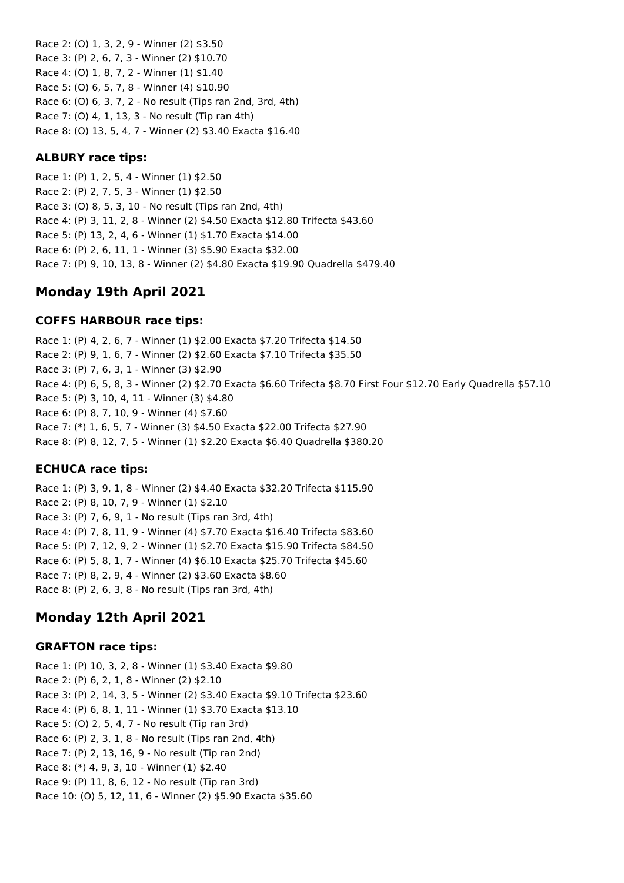Race 2: (O) 1, 3, 2, 9 - Winner (2) $3.50
Race 3: (P) 2, 6, 7, 3 - Winner (2) $10.70
Race 4: (O) 1, 8, 7, 2 - Winner (1) $1.40
Race 5: (O) 6, 5, 7, 8 - Winner (4) $10.90
Race 6: (O) 6, 3, 7, 2 - No result (Tips ran 2nd, 3rd, 4th)
Race 7: (O) 4, 1, 13, 3 - No result (Tip ran 4th)
Race 8: (O) 13, 5, 4, 7 - Winner (2) $3.40 Exacta $16.40

### ALBURY race tips:

Race 1: (P) 1, 2, 5, 4 - Winner (1) $2.50
Race 2: (P) 2, 7, 5, 3 - Winner (1) $2.50
Race 3: (O) 8, 5, 3, 10 - No result (Tips ran 2nd, 4th)
Race 4: (P) 3, 11, 2, 8 - Winner (2) $4.50 Exacta $12.80 Trifecta $43.60
Race 5: (P) 13, 2, 4, 6 - Winner (1) $1.70 Exacta $14.00
Race 6: (P) 2, 6, 11, 1 - Winner (3) $5.90 Exacta $32.00
Race 7: (P) 9, 10, 13, 8 - Winner (2) $4.80 Exacta $19.90 Quadrella $479.40

## Monday 19th April 2021

### COFFS HARBOUR race tips:

Race 1: (P) 4, 2, 6, 7 - Winner (1) $2.00 Exacta $7.20 Trifecta $14.50
Race 2: (P) 9, 1, 6, 7 - Winner (2) $2.60 Exacta $7.10 Trifecta $35.50
Race 3: (P) 7, 6, 3, 1 - Winner (3) $2.90
Race 4: (P) 6, 5, 8, 3 - Winner (2) $2.70 Exacta $6.60 Trifecta $8.70 First Four $12.70 Early Quadrella $57.10
Race 5: (P) 3, 10, 4, 11 - Winner (3) $4.80
Race 6: (P) 8, 7, 10, 9 - Winner (4) $7.60
Race 7: (*) 1, 6, 5, 7 - Winner (3) $4.50 Exacta $22.00 Trifecta $27.90
Race 8: (P) 8, 12, 7, 5 - Winner (1) $2.20 Exacta $6.40 Quadrella $380.20

### ECHUCA race tips:

Race 1: (P) 3, 9, 1, 8 - Winner (2) $4.40 Exacta $32.20 Trifecta $115.90
Race 2: (P) 8, 10, 7, 9 - Winner (1) $2.10
Race 3: (P) 7, 6, 9, 1 - No result (Tips ran 3rd, 4th)
Race 4: (P) 7, 8, 11, 9 - Winner (4) $7.70 Exacta $16.40 Trifecta $83.60
Race 5: (P) 7, 12, 9, 2 - Winner (1) $2.70 Exacta $15.90 Trifecta $84.50
Race 6: (P) 5, 8, 1, 7 - Winner (4) $6.10 Exacta $25.70 Trifecta $45.60
Race 7: (P) 8, 2, 9, 4 - Winner (2) $3.60 Exacta $8.60
Race 8: (P) 2, 6, 3, 8 - No result (Tips ran 3rd, 4th)

## Monday 12th April 2021

### GRAFTON race tips:

Race 1: (P) 10, 3, 2, 8 - Winner (1) $3.40 Exacta $9.80
Race 2: (P) 6, 2, 1, 8 - Winner (2) $2.10
Race 3: (P) 2, 14, 3, 5 - Winner (2) $3.40 Exacta $9.10 Trifecta $23.60
Race 4: (P) 6, 8, 1, 11 - Winner (1) $3.70 Exacta $13.10
Race 5: (O) 2, 5, 4, 7 - No result (Tip ran 3rd)
Race 6: (P) 2, 3, 1, 8 - No result (Tips ran 2nd, 4th)
Race 7: (P) 2, 13, 16, 9 - No result (Tip ran 2nd)
Race 8: (*) 4, 9, 3, 10 - Winner (1) $2.40
Race 9: (P) 11, 8, 6, 12 - No result (Tip ran 3rd)
Race 10: (O) 5, 12, 11, 6 - Winner (2) $5.90 Exacta $35.60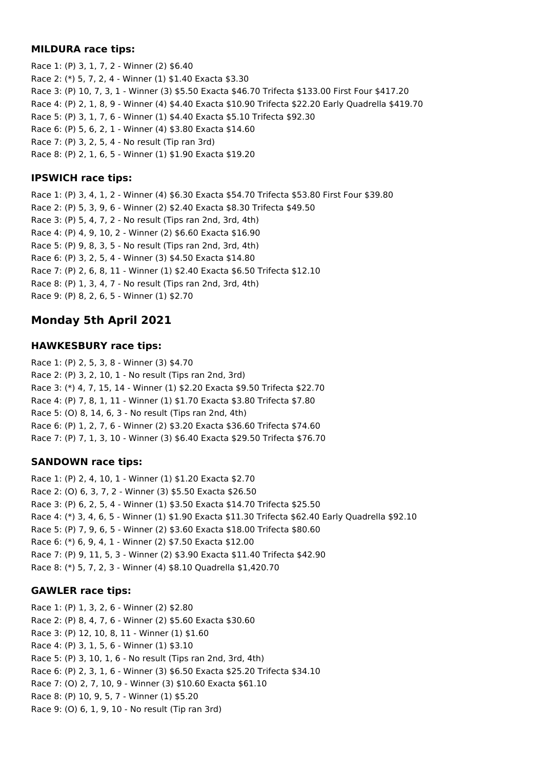### MILDURA race tips:

Race 1: (P) 3, 1, 7, 2 - Winner (2) $6.40
Race 2: (*) 5, 7, 2, 4 - Winner (1) $1.40 Exacta $3.30
Race 3: (P) 10, 7, 3, 1 - Winner (3) $5.50 Exacta $46.70 Trifecta $133.00 First Four $417.20
Race 4: (P) 2, 1, 8, 9 - Winner (4) $4.40 Exacta $10.90 Trifecta $22.20 Early Quadrella $419.70
Race 5: (P) 3, 1, 7, 6 - Winner (1) $4.40 Exacta $5.10 Trifecta $92.30
Race 6: (P) 5, 6, 2, 1 - Winner (4) $3.80 Exacta $14.60
Race 7: (P) 3, 2, 5, 4 - No result (Tip ran 3rd)
Race 8: (P) 2, 1, 6, 5 - Winner (1) $1.90 Exacta $19.20

### IPSWICH race tips:

Race 1: (P) 3, 4, 1, 2 - Winner (4) $6.30 Exacta $54.70 Trifecta $53.80 First Four $39.80
Race 2: (P) 5, 3, 9, 6 - Winner (2) $2.40 Exacta $8.30 Trifecta $49.50
Race 3: (P) 5, 4, 7, 2 - No result (Tips ran 2nd, 3rd, 4th)
Race 4: (P) 4, 9, 10, 2 - Winner (2) $6.60 Exacta $16.90
Race 5: (P) 9, 8, 3, 5 - No result (Tips ran 2nd, 3rd, 4th)
Race 6: (P) 3, 2, 5, 4 - Winner (3) $4.50 Exacta $14.80
Race 7: (P) 2, 6, 8, 11 - Winner (1) $2.40 Exacta $6.50 Trifecta $12.10
Race 8: (P) 1, 3, 4, 7 - No result (Tips ran 2nd, 3rd, 4th)
Race 9: (P) 8, 2, 6, 5 - Winner (1) $2.70

## Monday 5th April 2021

### HAWKESBURY race tips:

Race 1: (P) 2, 5, 3, 8 - Winner (3) $4.70
Race 2: (P) 3, 2, 10, 1 - No result (Tips ran 2nd, 3rd)
Race 3: (*) 4, 7, 15, 14 - Winner (1) $2.20 Exacta $9.50 Trifecta $22.70
Race 4: (P) 7, 8, 1, 11 - Winner (1) $1.70 Exacta $3.80 Trifecta $7.80
Race 5: (O) 8, 14, 6, 3 - No result (Tips ran 2nd, 4th)
Race 6: (P) 1, 2, 7, 6 - Winner (2) $3.20 Exacta $36.60 Trifecta $74.60
Race 7: (P) 7, 1, 3, 10 - Winner (3) $6.40 Exacta $29.50 Trifecta $76.70

### SANDOWN race tips:

Race 1: (P) 2, 4, 10, 1 - Winner (1) $1.20 Exacta $2.70
Race 2: (O) 6, 3, 7, 2 - Winner (3) $5.50 Exacta $26.50
Race 3: (P) 6, 2, 5, 4 - Winner (1) $3.50 Exacta $14.70 Trifecta $25.50
Race 4: (*) 3, 4, 6, 5 - Winner (1) $1.90 Exacta $11.30 Trifecta $62.40 Early Quadrella $92.10
Race 5: (P) 7, 9, 6, 5 - Winner (2) $3.60 Exacta $18.00 Trifecta $80.60
Race 6: (*) 6, 9, 4, 1 - Winner (2) $7.50 Exacta $12.00
Race 7: (P) 9, 11, 5, 3 - Winner (2) $3.90 Exacta $11.40 Trifecta $42.90
Race 8: (*) 5, 7, 2, 3 - Winner (4) $8.10 Quadrella $1,420.70

### GAWLER race tips:

Race 1: (P) 1, 3, 2, 6 - Winner (2) $2.80
Race 2: (P) 8, 4, 7, 6 - Winner (2) $5.60 Exacta $30.60
Race 3: (P) 12, 10, 8, 11 - Winner (1) $1.60
Race 4: (P) 3, 1, 5, 6 - Winner (1) $3.10
Race 5: (P) 3, 10, 1, 6 - No result (Tips ran 2nd, 3rd, 4th)
Race 6: (P) 2, 3, 1, 6 - Winner (3) $6.50 Exacta $25.20 Trifecta $34.10
Race 7: (O) 2, 7, 10, 9 - Winner (3) $10.60 Exacta $61.10
Race 8: (P) 10, 9, 5, 7 - Winner (1) $5.20
Race 9: (O) 6, 1, 9, 10 - No result (Tip ran 3rd)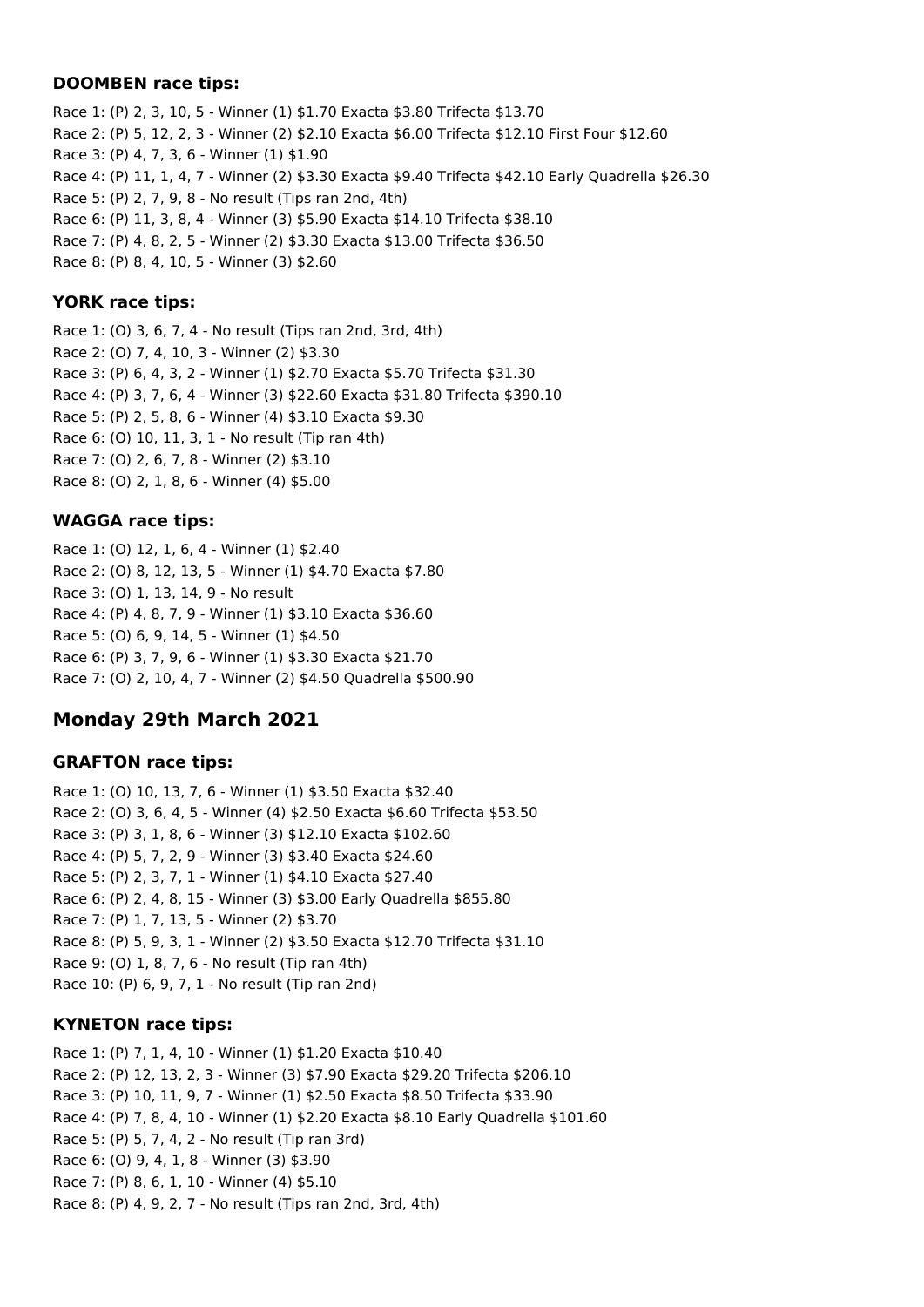### DOOMBEN race tips:

Race 1: (P) 2, 3, 10, 5 - Winner (1) $1.70 Exacta $3.80 Trifecta $13.70
Race 2: (P) 5, 12, 2, 3 - Winner (2) $2.10 Exacta $6.00 Trifecta $12.10 First Four $12.60
Race 3: (P) 4, 7, 3, 6 - Winner (1) $1.90
Race 4: (P) 11, 1, 4, 7 - Winner (2) $3.30 Exacta $9.40 Trifecta $42.10 Early Quadrella $26.30
Race 5: (P) 2, 7, 9, 8 - No result (Tips ran 2nd, 4th)
Race 6: (P) 11, 3, 8, 4 - Winner (3) $5.90 Exacta $14.10 Trifecta $38.10
Race 7: (P) 4, 8, 2, 5 - Winner (2) $3.30 Exacta $13.00 Trifecta $36.50
Race 8: (P) 8, 4, 10, 5 - Winner (3) $2.60

### YORK race tips:

Race 1: (O) 3, 6, 7, 4 - No result (Tips ran 2nd, 3rd, 4th)
Race 2: (O) 7, 4, 10, 3 - Winner (2) $3.30
Race 3: (P) 6, 4, 3, 2 - Winner (1) $2.70 Exacta $5.70 Trifecta $31.30
Race 4: (P) 3, 7, 6, 4 - Winner (3) $22.60 Exacta $31.80 Trifecta $390.10
Race 5: (P) 2, 5, 8, 6 - Winner (4) $3.10 Exacta $9.30
Race 6: (O) 10, 11, 3, 1 - No result (Tip ran 4th)
Race 7: (O) 2, 6, 7, 8 - Winner (2) $3.10
Race 8: (O) 2, 1, 8, 6 - Winner (4) $5.00

### WAGGA race tips:

Race 1: (O) 12, 1, 6, 4 - Winner (1) $2.40
Race 2: (O) 8, 12, 13, 5 - Winner (1) $4.70 Exacta $7.80
Race 3: (O) 1, 13, 14, 9 - No result
Race 4: (P) 4, 8, 7, 9 - Winner (1) $3.10 Exacta $36.60
Race 5: (O) 6, 9, 14, 5 - Winner (1) $4.50
Race 6: (P) 3, 7, 9, 6 - Winner (1) $3.30 Exacta $21.70
Race 7: (O) 2, 10, 4, 7 - Winner (2) $4.50 Quadrella $500.90

## Monday 29th March 2021

### GRAFTON race tips:

Race 1: (O) 10, 13, 7, 6 - Winner (1) $3.50 Exacta $32.40
Race 2: (O) 3, 6, 4, 5 - Winner (4) $2.50 Exacta $6.60 Trifecta $53.50
Race 3: (P) 3, 1, 8, 6 - Winner (3) $12.10 Exacta $102.60
Race 4: (P) 5, 7, 2, 9 - Winner (3) $3.40 Exacta $24.60
Race 5: (P) 2, 3, 7, 1 - Winner (1) $4.10 Exacta $27.40
Race 6: (P) 2, 4, 8, 15 - Winner (3) $3.00 Early Quadrella $855.80
Race 7: (P) 1, 7, 13, 5 - Winner (2) $3.70
Race 8: (P) 5, 9, 3, 1 - Winner (2) $3.50 Exacta $12.70 Trifecta $31.10
Race 9: (O) 1, 8, 7, 6 - No result (Tip ran 4th)
Race 10: (P) 6, 9, 7, 1 - No result (Tip ran 2nd)

### KYNETON race tips:

Race 1: (P) 7, 1, 4, 10 - Winner (1) $1.20 Exacta $10.40
Race 2: (P) 12, 13, 2, 3 - Winner (3) $7.90 Exacta $29.20 Trifecta $206.10
Race 3: (P) 10, 11, 9, 7 - Winner (1) $2.50 Exacta $8.50 Trifecta $33.90
Race 4: (P) 7, 8, 4, 10 - Winner (1) $2.20 Exacta $8.10 Early Quadrella $101.60
Race 5: (P) 5, 7, 4, 2 - No result (Tip ran 3rd)
Race 6: (O) 9, 4, 1, 8 - Winner (3) $3.90
Race 7: (P) 8, 6, 1, 10 - Winner (4) $5.10
Race 8: (P) 4, 9, 2, 7 - No result (Tips ran 2nd, 3rd, 4th)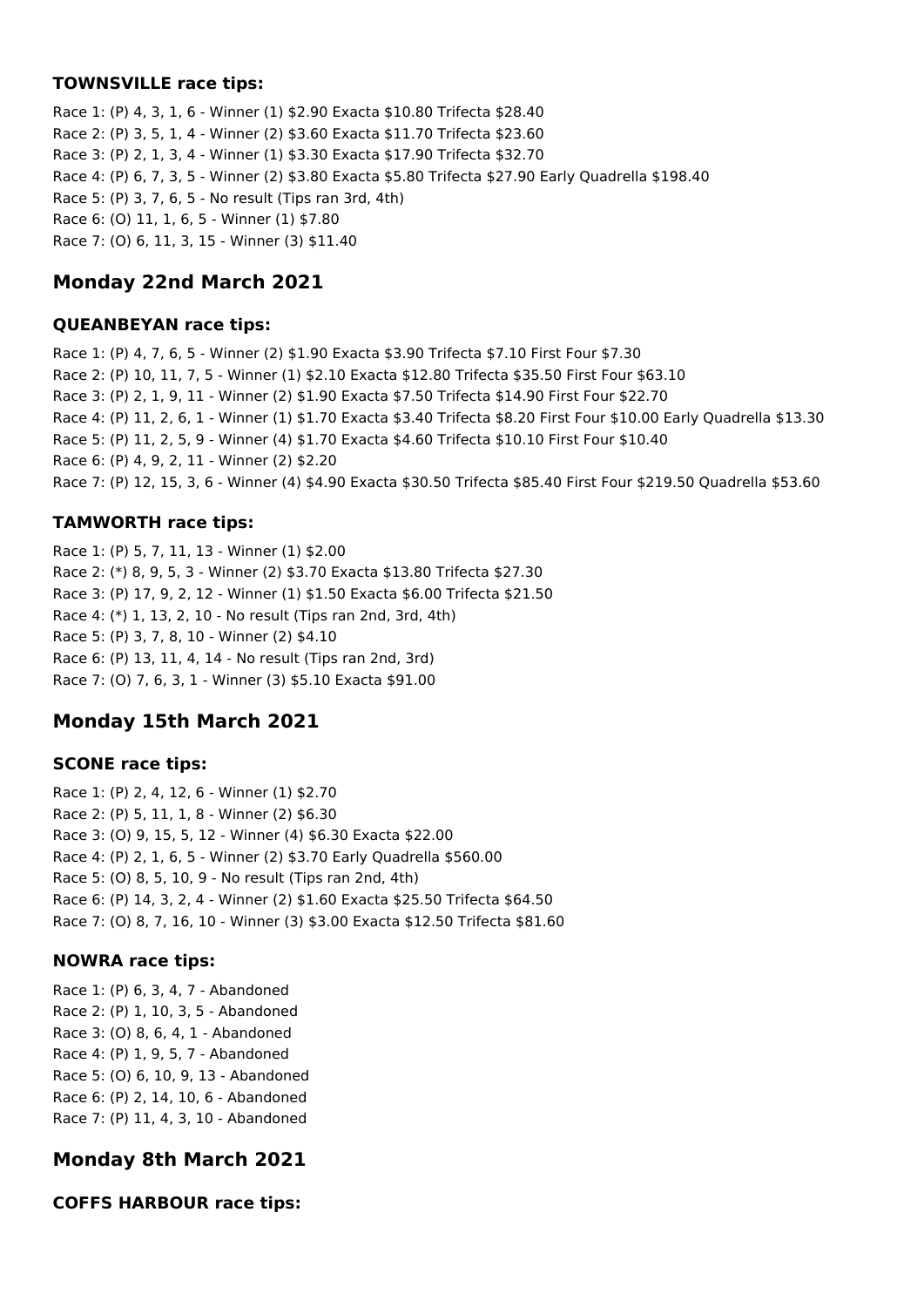### TOWNSVILLE race tips:

Race 1: (P) 4, 3, 1, 6 - Winner (1) $2.90 Exacta $10.80 Trifecta $28.40
Race 2: (P) 3, 5, 1, 4 - Winner (2) $3.60 Exacta $11.70 Trifecta $23.60
Race 3: (P) 2, 1, 3, 4 - Winner (1) $3.30 Exacta $17.90 Trifecta $32.70
Race 4: (P) 6, 7, 3, 5 - Winner (2) $3.80 Exacta $5.80 Trifecta $27.90 Early Quadrella $198.40
Race 5: (P) 3, 7, 6, 5 - No result (Tips ran 3rd, 4th)
Race 6: (O) 11, 1, 6, 5 - Winner (1) $7.80
Race 7: (O) 6, 11, 3, 15 - Winner (3) $11.40

## Monday 22nd March 2021

### QUEANBEYAN race tips:

Race 1: (P) 4, 7, 6, 5 - Winner (2) $1.90 Exacta $3.90 Trifecta $7.10 First Four $7.30
Race 2: (P) 10, 11, 7, 5 - Winner (1) $2.10 Exacta $12.80 Trifecta $35.50 First Four $63.10
Race 3: (P) 2, 1, 9, 11 - Winner (2) $1.90 Exacta $7.50 Trifecta $14.90 First Four $22.70
Race 4: (P) 11, 2, 6, 1 - Winner (1) $1.70 Exacta $3.40 Trifecta $8.20 First Four $10.00 Early Quadrella $13.30
Race 5: (P) 11, 2, 5, 9 - Winner (4) $1.70 Exacta $4.60 Trifecta $10.10 First Four $10.40
Race 6: (P) 4, 9, 2, 11 - Winner (2) $2.20
Race 7: (P) 12, 15, 3, 6 - Winner (4) $4.90 Exacta $30.50 Trifecta $85.40 First Four $219.50 Quadrella $53.60

### TAMWORTH race tips:

Race 1: (P) 5, 7, 11, 13 - Winner (1) $2.00
Race 2: (*) 8, 9, 5, 3 - Winner (2) $3.70 Exacta $13.80 Trifecta $27.30
Race 3: (P) 17, 9, 2, 12 - Winner (1) $1.50 Exacta $6.00 Trifecta $21.50
Race 4: (*) 1, 13, 2, 10 - No result (Tips ran 2nd, 3rd, 4th)
Race 5: (P) 3, 7, 8, 10 - Winner (2) $4.10
Race 6: (P) 13, 11, 4, 14 - No result (Tips ran 2nd, 3rd)
Race 7: (O) 7, 6, 3, 1 - Winner (3) $5.10 Exacta $91.00

## Monday 15th March 2021

### SCONE race tips:

Race 1: (P) 2, 4, 12, 6 - Winner (1) $2.70
Race 2: (P) 5, 11, 1, 8 - Winner (2) $6.30
Race 3: (O) 9, 15, 5, 12 - Winner (4) $6.30 Exacta $22.00
Race 4: (P) 2, 1, 6, 5 - Winner (2) $3.70 Early Quadrella $560.00
Race 5: (O) 8, 5, 10, 9 - No result (Tips ran 2nd, 4th)
Race 6: (P) 14, 3, 2, 4 - Winner (2) $1.60 Exacta $25.50 Trifecta $64.50
Race 7: (O) 8, 7, 16, 10 - Winner (3) $3.00 Exacta $12.50 Trifecta $81.60

### NOWRA race tips:

Race 1: (P) 6, 3, 4, 7 - Abandoned
Race 2: (P) 1, 10, 3, 5 - Abandoned
Race 3: (O) 8, 6, 4, 1 - Abandoned
Race 4: (P) 1, 9, 5, 7 - Abandoned
Race 5: (O) 6, 10, 9, 13 - Abandoned
Race 6: (P) 2, 14, 10, 6 - Abandoned
Race 7: (P) 11, 4, 3, 10 - Abandoned

## Monday 8th March 2021

### COFFS HARBOUR race tips: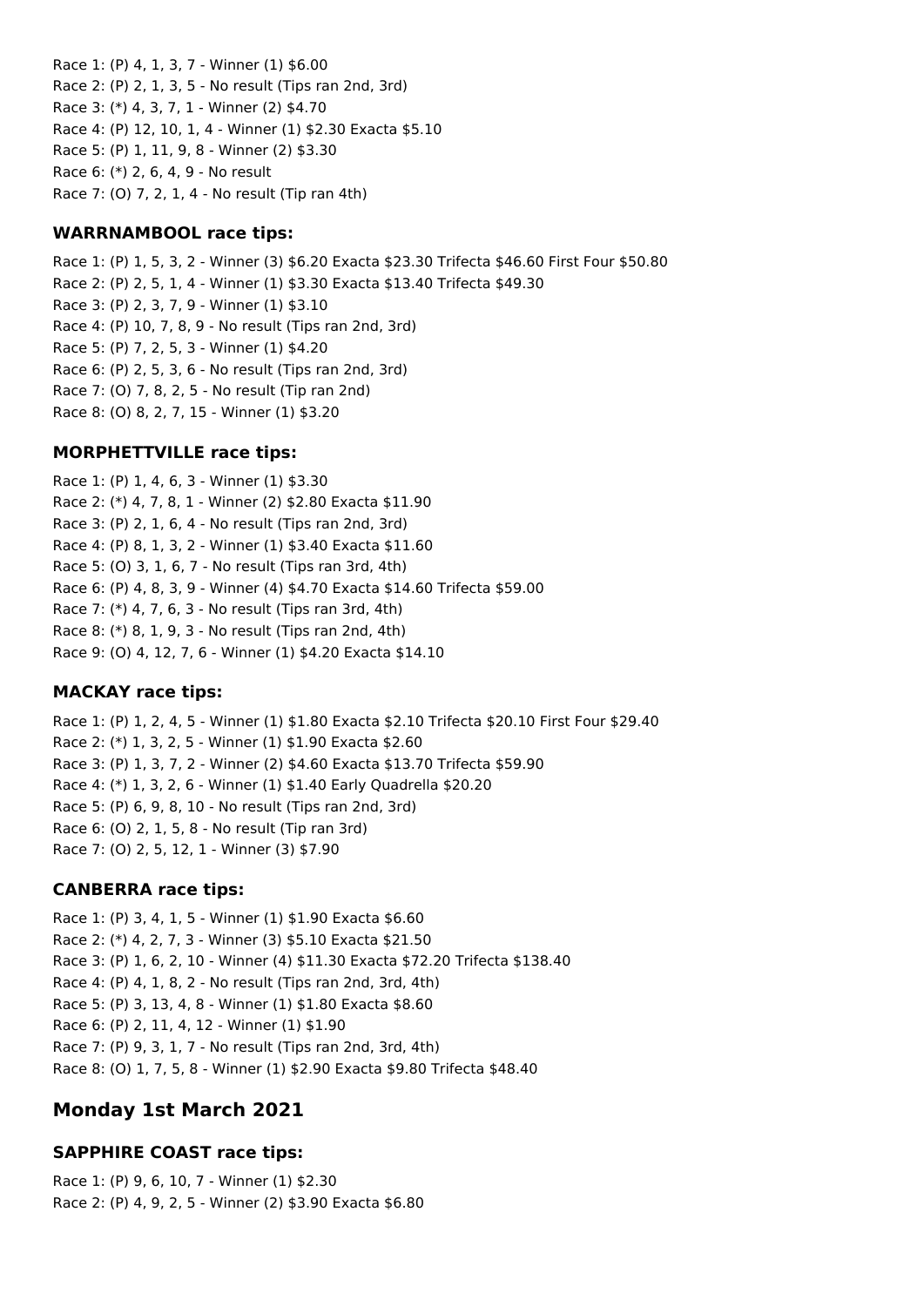Race 1: (P) 4, 1, 3, 7 - Winner (1) $6.00
Race 2: (P) 2, 1, 3, 5 - No result (Tips ran 2nd, 3rd)
Race 3: (*) 4, 3, 7, 1 - Winner (2) $4.70
Race 4: (P) 12, 10, 1, 4 - Winner (1) $2.30 Exacta $5.10
Race 5: (P) 1, 11, 9, 8 - Winner (2) $3.30
Race 6: (*) 2, 6, 4, 9 - No result
Race 7: (O) 7, 2, 1, 4 - No result (Tip ran 4th)

### WARRNAMBOOL race tips:

Race 1: (P) 1, 5, 3, 2 - Winner (3) $6.20 Exacta $23.30 Trifecta $46.60 First Four $50.80
Race 2: (P) 2, 5, 1, 4 - Winner (1) $3.30 Exacta $13.40 Trifecta $49.30
Race 3: (P) 2, 3, 7, 9 - Winner (1) $3.10
Race 4: (P) 10, 7, 8, 9 - No result (Tips ran 2nd, 3rd)
Race 5: (P) 7, 2, 5, 3 - Winner (1) $4.20
Race 6: (P) 2, 5, 3, 6 - No result (Tips ran 2nd, 3rd)
Race 7: (O) 7, 8, 2, 5 - No result (Tip ran 2nd)
Race 8: (O) 8, 2, 7, 15 - Winner (1) $3.20

### MORPHETTVILLE race tips:

Race 1: (P) 1, 4, 6, 3 - Winner (1) $3.30
Race 2: (*) 4, 7, 8, 1 - Winner (2) $2.80 Exacta $11.90
Race 3: (P) 2, 1, 6, 4 - No result (Tips ran 2nd, 3rd)
Race 4: (P) 8, 1, 3, 2 - Winner (1) $3.40 Exacta $11.60
Race 5: (O) 3, 1, 6, 7 - No result (Tips ran 3rd, 4th)
Race 6: (P) 4, 8, 3, 9 - Winner (4) $4.70 Exacta $14.60 Trifecta $59.00
Race 7: (*) 4, 7, 6, 3 - No result (Tips ran 3rd, 4th)
Race 8: (*) 8, 1, 9, 3 - No result (Tips ran 2nd, 4th)
Race 9: (O) 4, 12, 7, 6 - Winner (1) $4.20 Exacta $14.10

### MACKAY race tips:

Race 1: (P) 1, 2, 4, 5 - Winner (1) $1.80 Exacta $2.10 Trifecta $20.10 First Four $29.40
Race 2: (*) 1, 3, 2, 5 - Winner (1) $1.90 Exacta $2.60
Race 3: (P) 1, 3, 7, 2 - Winner (2) $4.60 Exacta $13.70 Trifecta $59.90
Race 4: (*) 1, 3, 2, 6 - Winner (1) $1.40 Early Quadrella $20.20
Race 5: (P) 6, 9, 8, 10 - No result (Tips ran 2nd, 3rd)
Race 6: (O) 2, 1, 5, 8 - No result (Tip ran 3rd)
Race 7: (O) 2, 5, 12, 1 - Winner (3) $7.90

### CANBERRA race tips:

Race 1: (P) 3, 4, 1, 5 - Winner (1) $1.90 Exacta $6.60
Race 2: (*) 4, 2, 7, 3 - Winner (3) $5.10 Exacta $21.50
Race 3: (P) 1, 6, 2, 10 - Winner (4) $11.30 Exacta $72.20 Trifecta $138.40
Race 4: (P) 4, 1, 8, 2 - No result (Tips ran 2nd, 3rd, 4th)
Race 5: (P) 3, 13, 4, 8 - Winner (1) $1.80 Exacta $8.60
Race 6: (P) 2, 11, 4, 12 - Winner (1) $1.90
Race 7: (P) 9, 3, 1, 7 - No result (Tips ran 2nd, 3rd, 4th)
Race 8: (O) 1, 7, 5, 8 - Winner (1) $2.90 Exacta $9.80 Trifecta $48.40

## Monday 1st March 2021

### SAPPHIRE COAST race tips:

Race 1: (P) 9, 6, 10, 7 - Winner (1) $2.30
Race 2: (P) 4, 9, 2, 5 - Winner (2) $3.90 Exacta $6.80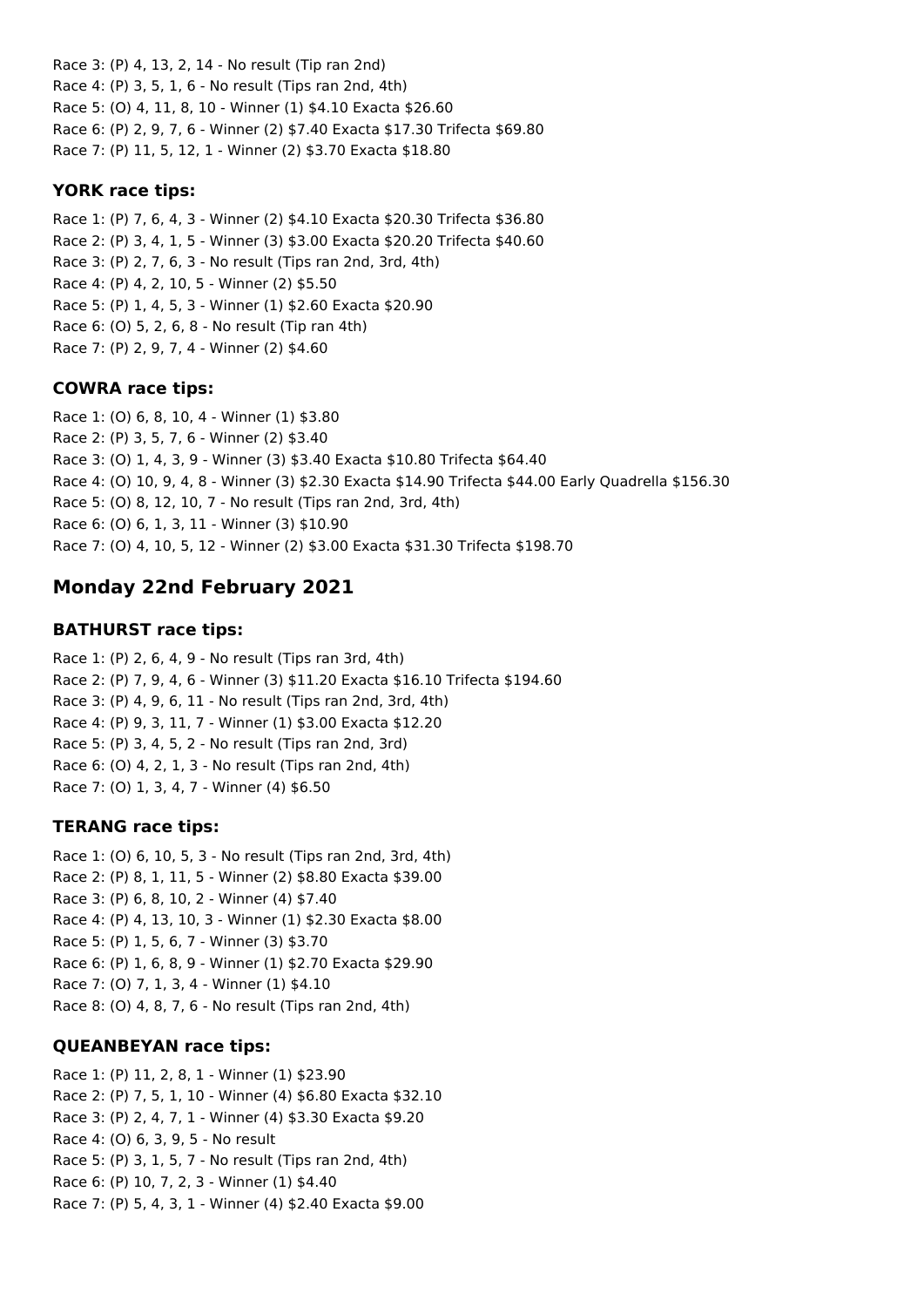Race 3: (P) 4, 13, 2, 14 - No result (Tip ran 2nd)
Race 4: (P) 3, 5, 1, 6 - No result (Tips ran 2nd, 4th)
Race 5: (O) 4, 11, 8, 10 - Winner (1) $4.10 Exacta $26.60
Race 6: (P) 2, 9, 7, 6 - Winner (2) $7.40 Exacta $17.30 Trifecta $69.80
Race 7: (P) 11, 5, 12, 1 - Winner (2) $3.70 Exacta $18.80

### YORK race tips:

Race 1: (P) 7, 6, 4, 3 - Winner (2) $4.10 Exacta $20.30 Trifecta $36.80
Race 2: (P) 3, 4, 1, 5 - Winner (3) $3.00 Exacta $20.20 Trifecta $40.60
Race 3: (P) 2, 7, 6, 3 - No result (Tips ran 2nd, 3rd, 4th)
Race 4: (P) 4, 2, 10, 5 - Winner (2) $5.50
Race 5: (P) 1, 4, 5, 3 - Winner (1) $2.60 Exacta $20.90
Race 6: (O) 5, 2, 6, 8 - No result (Tip ran 4th)
Race 7: (P) 2, 9, 7, 4 - Winner (2) $4.60

### COWRA race tips:

Race 1: (O) 6, 8, 10, 4 - Winner (1) $3.80
Race 2: (P) 3, 5, 7, 6 - Winner (2) $3.40
Race 3: (O) 1, 4, 3, 9 - Winner (3) $3.40 Exacta $10.80 Trifecta $64.40
Race 4: (O) 10, 9, 4, 8 - Winner (3) $2.30 Exacta $14.90 Trifecta $44.00 Early Quadrella $156.30
Race 5: (O) 8, 12, 10, 7 - No result (Tips ran 2nd, 3rd, 4th)
Race 6: (O) 6, 1, 3, 11 - Winner (3) $10.90
Race 7: (O) 4, 10, 5, 12 - Winner (2) $3.00 Exacta $31.30 Trifecta $198.70

## Monday 22nd February 2021

### BATHURST race tips:

Race 1: (P) 2, 6, 4, 9 - No result (Tips ran 3rd, 4th)
Race 2: (P) 7, 9, 4, 6 - Winner (3) $11.20 Exacta $16.10 Trifecta $194.60
Race 3: (P) 4, 9, 6, 11 - No result (Tips ran 2nd, 3rd, 4th)
Race 4: (P) 9, 3, 11, 7 - Winner (1) $3.00 Exacta $12.20
Race 5: (P) 3, 4, 5, 2 - No result (Tips ran 2nd, 3rd)
Race 6: (O) 4, 2, 1, 3 - No result (Tips ran 2nd, 4th)
Race 7: (O) 1, 3, 4, 7 - Winner (4) $6.50

### TERANG race tips:

Race 1: (O) 6, 10, 5, 3 - No result (Tips ran 2nd, 3rd, 4th)
Race 2: (P) 8, 1, 11, 5 - Winner (2) $8.80 Exacta $39.00
Race 3: (P) 6, 8, 10, 2 - Winner (4) $7.40
Race 4: (P) 4, 13, 10, 3 - Winner (1) $2.30 Exacta $8.00
Race 5: (P) 1, 5, 6, 7 - Winner (3) $3.70
Race 6: (P) 1, 6, 8, 9 - Winner (1) $2.70 Exacta $29.90
Race 7: (O) 7, 1, 3, 4 - Winner (1) $4.10
Race 8: (O) 4, 8, 7, 6 - No result (Tips ran 2nd, 4th)

### QUEANBEYAN race tips:

Race 1: (P) 11, 2, 8, 1 - Winner (1) $23.90
Race 2: (P) 7, 5, 1, 10 - Winner (4) $6.80 Exacta $32.10
Race 3: (P) 2, 4, 7, 1 - Winner (4) $3.30 Exacta $9.20
Race 4: (O) 6, 3, 9, 5 - No result
Race 5: (P) 3, 1, 5, 7 - No result (Tips ran 2nd, 4th)
Race 6: (P) 10, 7, 2, 3 - Winner (1) $4.40
Race 7: (P) 5, 4, 3, 1 - Winner (4) $2.40 Exacta $9.00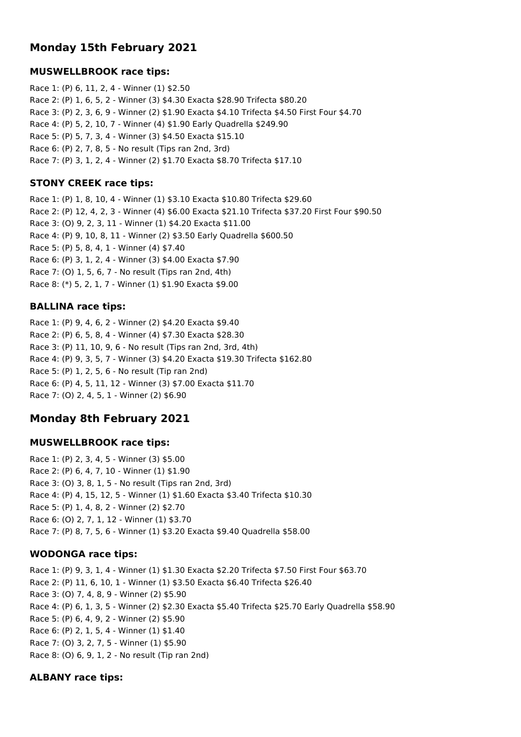## Monday 15th February 2021

### MUSWELLBROOK race tips:

Race 1: (P) 6, 11, 2, 4 - Winner (1) $2.50
Race 2: (P) 1, 6, 5, 2 - Winner (3) $4.30 Exacta $28.90 Trifecta $80.20
Race 3: (P) 2, 3, 6, 9 - Winner (2) $1.90 Exacta $4.10 Trifecta $4.50 First Four $4.70
Race 4: (P) 5, 2, 10, 7 - Winner (4) $1.90 Early Quadrella $249.90
Race 5: (P) 5, 7, 3, 4 - Winner (3) $4.50 Exacta $15.10
Race 6: (P) 2, 7, 8, 5 - No result (Tips ran 2nd, 3rd)
Race 7: (P) 3, 1, 2, 4 - Winner (2) $1.70 Exacta $8.70 Trifecta $17.10

### STONY CREEK race tips:

Race 1: (P) 1, 8, 10, 4 - Winner (1) $3.10 Exacta $10.80 Trifecta $29.60
Race 2: (P) 12, 4, 2, 3 - Winner (4) $6.00 Exacta $21.10 Trifecta $37.20 First Four $90.50
Race 3: (O) 9, 2, 3, 11 - Winner (1) $4.20 Exacta $11.00
Race 4: (P) 9, 10, 8, 11 - Winner (2) $3.50 Early Quadrella $600.50
Race 5: (P) 5, 8, 4, 1 - Winner (4) $7.40
Race 6: (P) 3, 1, 2, 4 - Winner (3) $4.00 Exacta $7.90
Race 7: (O) 1, 5, 6, 7 - No result (Tips ran 2nd, 4th)
Race 8: (*) 5, 2, 1, 7 - Winner (1) $1.90 Exacta $9.00

### BALLINA race tips:

Race 1: (P) 9, 4, 6, 2 - Winner (2) $4.20 Exacta $9.40
Race 2: (P) 6, 5, 8, 4 - Winner (4) $7.30 Exacta $28.30
Race 3: (P) 11, 10, 9, 6 - No result (Tips ran 2nd, 3rd, 4th)
Race 4: (P) 9, 3, 5, 7 - Winner (3) $4.20 Exacta $19.30 Trifecta $162.80
Race 5: (P) 1, 2, 5, 6 - No result (Tip ran 2nd)
Race 6: (P) 4, 5, 11, 12 - Winner (3) $7.00 Exacta $11.70
Race 7: (O) 2, 4, 5, 1 - Winner (2) $6.90

## Monday 8th February 2021

### MUSWELLBROOK race tips:

Race 1: (P) 2, 3, 4, 5 - Winner (3) $5.00
Race 2: (P) 6, 4, 7, 10 - Winner (1) $1.90
Race 3: (O) 3, 8, 1, 5 - No result (Tips ran 2nd, 3rd)
Race 4: (P) 4, 15, 12, 5 - Winner (1) $1.60 Exacta $3.40 Trifecta $10.30
Race 5: (P) 1, 4, 8, 2 - Winner (2) $2.70
Race 6: (O) 2, 7, 1, 12 - Winner (1) $3.70
Race 7: (P) 8, 7, 5, 6 - Winner (1) $3.20 Exacta $9.40 Quadrella $58.00

### WODONGA race tips:

Race 1: (P) 9, 3, 1, 4 - Winner (1) $1.30 Exacta $2.20 Trifecta $7.50 First Four $63.70
Race 2: (P) 11, 6, 10, 1 - Winner (1) $3.50 Exacta $6.40 Trifecta $26.40
Race 3: (O) 7, 4, 8, 9 - Winner (2) $5.90
Race 4: (P) 6, 1, 3, 5 - Winner (2) $2.30 Exacta $5.40 Trifecta $25.70 Early Quadrella $58.90
Race 5: (P) 6, 4, 9, 2 - Winner (2) $5.90
Race 6: (P) 2, 1, 5, 4 - Winner (1) $1.40
Race 7: (O) 3, 2, 7, 5 - Winner (1) $5.90
Race 8: (O) 6, 9, 1, 2 - No result (Tip ran 2nd)

### ALBANY race tips: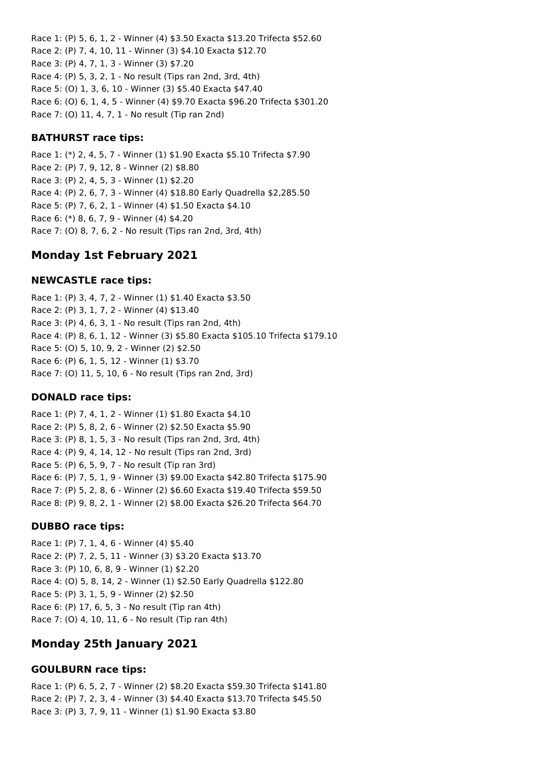Race 1: (P) 5, 6, 1, 2 - Winner (4) $3.50 Exacta $13.20 Trifecta $52.60
Race 2: (P) 7, 4, 10, 11 - Winner (3) $4.10 Exacta $12.70
Race 3: (P) 4, 7, 1, 3 - Winner (3) $7.20
Race 4: (P) 5, 3, 2, 1 - No result (Tips ran 2nd, 3rd, 4th)
Race 5: (O) 1, 3, 6, 10 - Winner (3) $5.40 Exacta $47.40
Race 6: (O) 6, 1, 4, 5 - Winner (4) $9.70 Exacta $96.20 Trifecta $301.20
Race 7: (O) 11, 4, 7, 1 - No result (Tip ran 2nd)

### BATHURST race tips:

Race 1: (*) 2, 4, 5, 7 - Winner (1) $1.90 Exacta $5.10 Trifecta $7.90
Race 2: (P) 7, 9, 12, 8 - Winner (2) $8.80
Race 3: (P) 2, 4, 5, 3 - Winner (1) $2.20
Race 4: (P) 2, 6, 7, 3 - Winner (4) $18.80 Early Quadrella $2,285.50
Race 5: (P) 7, 6, 2, 1 - Winner (4) $1.50 Exacta $4.10
Race 6: (*) 8, 6, 7, 9 - Winner (4) $4.20
Race 7: (O) 8, 7, 6, 2 - No result (Tips ran 2nd, 3rd, 4th)

## Monday 1st February 2021

### NEWCASTLE race tips:

Race 1: (P) 3, 4, 7, 2 - Winner (1) $1.40 Exacta $3.50
Race 2: (P) 3, 1, 7, 2 - Winner (4) $13.40
Race 3: (P) 4, 6, 3, 1 - No result (Tips ran 2nd, 4th)
Race 4: (P) 8, 6, 1, 12 - Winner (3) $5.80 Exacta $105.10 Trifecta $179.10
Race 5: (O) 5, 10, 9, 2 - Winner (2) $2.50
Race 6: (P) 6, 1, 5, 12 - Winner (1) $3.70
Race 7: (O) 11, 5, 10, 6 - No result (Tips ran 2nd, 3rd)

### DONALD race tips:

Race 1: (P) 7, 4, 1, 2 - Winner (1) $1.80 Exacta $4.10
Race 2: (P) 5, 8, 2, 6 - Winner (2) $2.50 Exacta $5.90
Race 3: (P) 8, 1, 5, 3 - No result (Tips ran 2nd, 3rd, 4th)
Race 4: (P) 9, 4, 14, 12 - No result (Tips ran 2nd, 3rd)
Race 5: (P) 6, 5, 9, 7 - No result (Tip ran 3rd)
Race 6: (P) 7, 5, 1, 9 - Winner (3) $9.00 Exacta $42.80 Trifecta $175.90
Race 7: (P) 5, 2, 8, 6 - Winner (2) $6.60 Exacta $19.40 Trifecta $59.50
Race 8: (P) 9, 8, 2, 1 - Winner (2) $8.00 Exacta $26.20 Trifecta $64.70

### DUBBO race tips:

Race 1: (P) 7, 1, 4, 6 - Winner (4) $5.40
Race 2: (P) 7, 2, 5, 11 - Winner (3) $3.20 Exacta $13.70
Race 3: (P) 10, 6, 8, 9 - Winner (1) $2.20
Race 4: (O) 5, 8, 14, 2 - Winner (1) $2.50 Early Quadrella $122.80
Race 5: (P) 3, 1, 5, 9 - Winner (2) $2.50
Race 6: (P) 17, 6, 5, 3 - No result (Tip ran 4th)
Race 7: (O) 4, 10, 11, 6 - No result (Tip ran 4th)

## Monday 25th January 2021

### GOULBURN race tips:

Race 1: (P) 6, 5, 2, 7 - Winner (2) $8.20 Exacta $59.30 Trifecta $141.80
Race 2: (P) 7, 2, 3, 4 - Winner (3) $4.40 Exacta $13.70 Trifecta $45.50
Race 3: (P) 3, 7, 9, 11 - Winner (1) $1.90 Exacta $3.80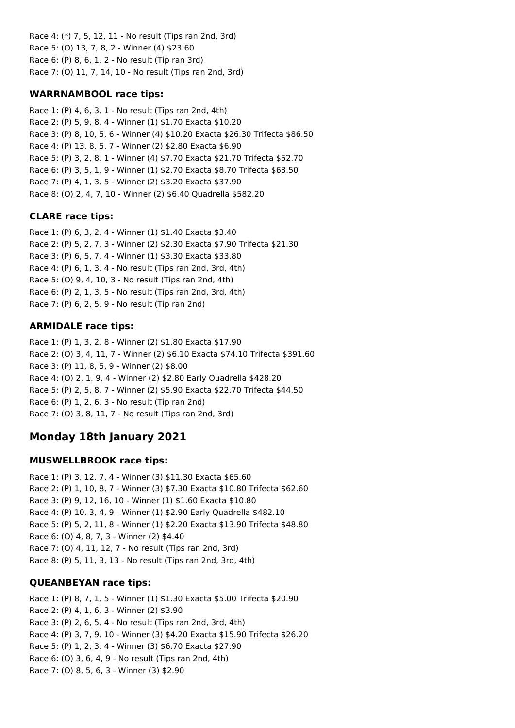Race 4: (*) 7, 5, 12, 11 - No result (Tips ran 2nd, 3rd)
Race 5: (O) 13, 7, 8, 2 - Winner (4) $23.60
Race 6: (P) 8, 6, 1, 2 - No result (Tip ran 3rd)
Race 7: (O) 11, 7, 14, 10 - No result (Tips ran 2nd, 3rd)

### WARRNAMBOOL race tips:

Race 1: (P) 4, 6, 3, 1 - No result (Tips ran 2nd, 4th)
Race 2: (P) 5, 9, 8, 4 - Winner (1) $1.70 Exacta $10.20
Race 3: (P) 8, 10, 5, 6 - Winner (4) $10.20 Exacta $26.30 Trifecta $86.50
Race 4: (P) 13, 8, 5, 7 - Winner (2) $2.80 Exacta $6.90
Race 5: (P) 3, 2, 8, 1 - Winner (4) $7.70 Exacta $21.70 Trifecta $52.70
Race 6: (P) 3, 5, 1, 9 - Winner (1) $2.70 Exacta $8.70 Trifecta $63.50
Race 7: (P) 4, 1, 3, 5 - Winner (2) $3.20 Exacta $37.90
Race 8: (O) 2, 4, 7, 10 - Winner (2) $6.40 Quadrella $582.20

### CLARE race tips:

Race 1: (P) 6, 3, 2, 4 - Winner (1) $1.40 Exacta $3.40
Race 2: (P) 5, 2, 7, 3 - Winner (2) $2.30 Exacta $7.90 Trifecta $21.30
Race 3: (P) 6, 5, 7, 4 - Winner (1) $3.30 Exacta $33.80
Race 4: (P) 6, 1, 3, 4 - No result (Tips ran 2nd, 3rd, 4th)
Race 5: (O) 9, 4, 10, 3 - No result (Tips ran 2nd, 4th)
Race 6: (P) 2, 1, 3, 5 - No result (Tips ran 2nd, 3rd, 4th)
Race 7: (P) 6, 2, 5, 9 - No result (Tip ran 2nd)

### ARMIDALE race tips:

Race 1: (P) 1, 3, 2, 8 - Winner (2) $1.80 Exacta $17.90
Race 2: (O) 3, 4, 11, 7 - Winner (2) $6.10 Exacta $74.10 Trifecta $391.60
Race 3: (P) 11, 8, 5, 9 - Winner (2) $8.00
Race 4: (O) 2, 1, 9, 4 - Winner (2) $2.80 Early Quadrella $428.20
Race 5: (P) 2, 5, 8, 7 - Winner (2) $5.90 Exacta $22.70 Trifecta $44.50
Race 6: (P) 1, 2, 6, 3 - No result (Tip ran 2nd)
Race 7: (O) 3, 8, 11, 7 - No result (Tips ran 2nd, 3rd)

## Monday 18th January 2021

### MUSWELLBROOK race tips:

Race 1: (P) 3, 12, 7, 4 - Winner (3) $11.30 Exacta $65.60
Race 2: (P) 1, 10, 8, 7 - Winner (3) $7.30 Exacta $10.80 Trifecta $62.60
Race 3: (P) 9, 12, 16, 10 - Winner (1) $1.60 Exacta $10.80
Race 4: (P) 10, 3, 4, 9 - Winner (1) $2.90 Early Quadrella $482.10
Race 5: (P) 5, 2, 11, 8 - Winner (1) $2.20 Exacta $13.90 Trifecta $48.80
Race 6: (O) 4, 8, 7, 3 - Winner (2) $4.40
Race 7: (O) 4, 11, 12, 7 - No result (Tips ran 2nd, 3rd)
Race 8: (P) 5, 11, 3, 13 - No result (Tips ran 2nd, 3rd, 4th)

### QUEANBEYAN race tips:

Race 1: (P) 8, 7, 1, 5 - Winner (1) $1.30 Exacta $5.00 Trifecta $20.90
Race 2: (P) 4, 1, 6, 3 - Winner (2) $3.90
Race 3: (P) 2, 6, 5, 4 - No result (Tips ran 2nd, 3rd, 4th)
Race 4: (P) 3, 7, 9, 10 - Winner (3) $4.20 Exacta $15.90 Trifecta $26.20
Race 5: (P) 1, 2, 3, 4 - Winner (3) $6.70 Exacta $27.90
Race 6: (O) 3, 6, 4, 9 - No result (Tips ran 2nd, 4th)
Race 7: (O) 8, 5, 6, 3 - Winner (3) $2.90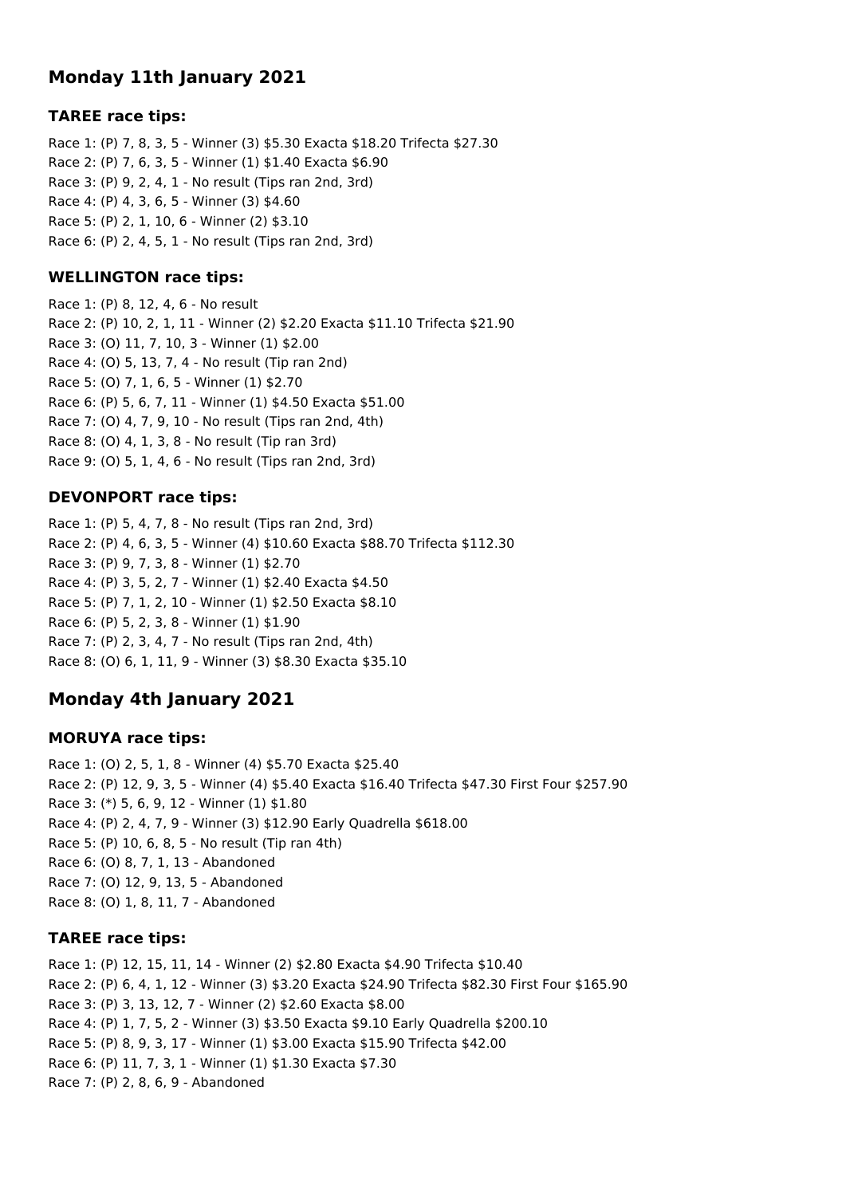## Monday 11th January 2021

### TAREE race tips:

Race 1: (P) 7, 8, 3, 5 - Winner (3) $5.30 Exacta $18.20 Trifecta $27.30
Race 2: (P) 7, 6, 3, 5 - Winner (1) $1.40 Exacta $6.90
Race 3: (P) 9, 2, 4, 1 - No result (Tips ran 2nd, 3rd)
Race 4: (P) 4, 3, 6, 5 - Winner (3) $4.60
Race 5: (P) 2, 1, 10, 6 - Winner (2) $3.10
Race 6: (P) 2, 4, 5, 1 - No result (Tips ran 2nd, 3rd)

### WELLINGTON race tips:

Race 1: (P) 8, 12, 4, 6 - No result
Race 2: (P) 10, 2, 1, 11 - Winner (2) $2.20 Exacta $11.10 Trifecta $21.90
Race 3: (O) 11, 7, 10, 3 - Winner (1) $2.00
Race 4: (O) 5, 13, 7, 4 - No result (Tip ran 2nd)
Race 5: (O) 7, 1, 6, 5 - Winner (1) $2.70
Race 6: (P) 5, 6, 7, 11 - Winner (1) $4.50 Exacta $51.00
Race 7: (O) 4, 7, 9, 10 - No result (Tips ran 2nd, 4th)
Race 8: (O) 4, 1, 3, 8 - No result (Tip ran 3rd)
Race 9: (O) 5, 1, 4, 6 - No result (Tips ran 2nd, 3rd)

### DEVONPORT race tips:

Race 1: (P) 5, 4, 7, 8 - No result (Tips ran 2nd, 3rd)
Race 2: (P) 4, 6, 3, 5 - Winner (4) $10.60 Exacta $88.70 Trifecta $112.30
Race 3: (P) 9, 7, 3, 8 - Winner (1) $2.70
Race 4: (P) 3, 5, 2, 7 - Winner (1) $2.40 Exacta $4.50
Race 5: (P) 7, 1, 2, 10 - Winner (1) $2.50 Exacta $8.10
Race 6: (P) 5, 2, 3, 8 - Winner (1) $1.90
Race 7: (P) 2, 3, 4, 7 - No result (Tips ran 2nd, 4th)
Race 8: (O) 6, 1, 11, 9 - Winner (3) $8.30 Exacta $35.10

## Monday 4th January 2021

### MORUYA race tips:

Race 1: (O) 2, 5, 1, 8 - Winner (4) $5.70 Exacta $25.40
Race 2: (P) 12, 9, 3, 5 - Winner (4) $5.40 Exacta $16.40 Trifecta $47.30 First Four $257.90
Race 3: (*) 5, 6, 9, 12 - Winner (1) $1.80
Race 4: (P) 2, 4, 7, 9 - Winner (3) $12.90 Early Quadrella $618.00
Race 5: (P) 10, 6, 8, 5 - No result (Tip ran 4th)
Race 6: (O) 8, 7, 1, 13 - Abandoned
Race 7: (O) 12, 9, 13, 5 - Abandoned
Race 8: (O) 1, 8, 11, 7 - Abandoned

### TAREE race tips:

Race 1: (P) 12, 15, 11, 14 - Winner (2) $2.80 Exacta $4.90 Trifecta $10.40
Race 2: (P) 6, 4, 1, 12 - Winner (3) $3.20 Exacta $24.90 Trifecta $82.30 First Four $165.90
Race 3: (P) 3, 13, 12, 7 - Winner (2) $2.60 Exacta $8.00
Race 4: (P) 1, 7, 5, 2 - Winner (3) $3.50 Exacta $9.10 Early Quadrella $200.10
Race 5: (P) 8, 9, 3, 17 - Winner (1) $3.00 Exacta $15.90 Trifecta $42.00
Race 6: (P) 11, 7, 3, 1 - Winner (1) $1.30 Exacta $7.30
Race 7: (P) 2, 8, 6, 9 - Abandoned